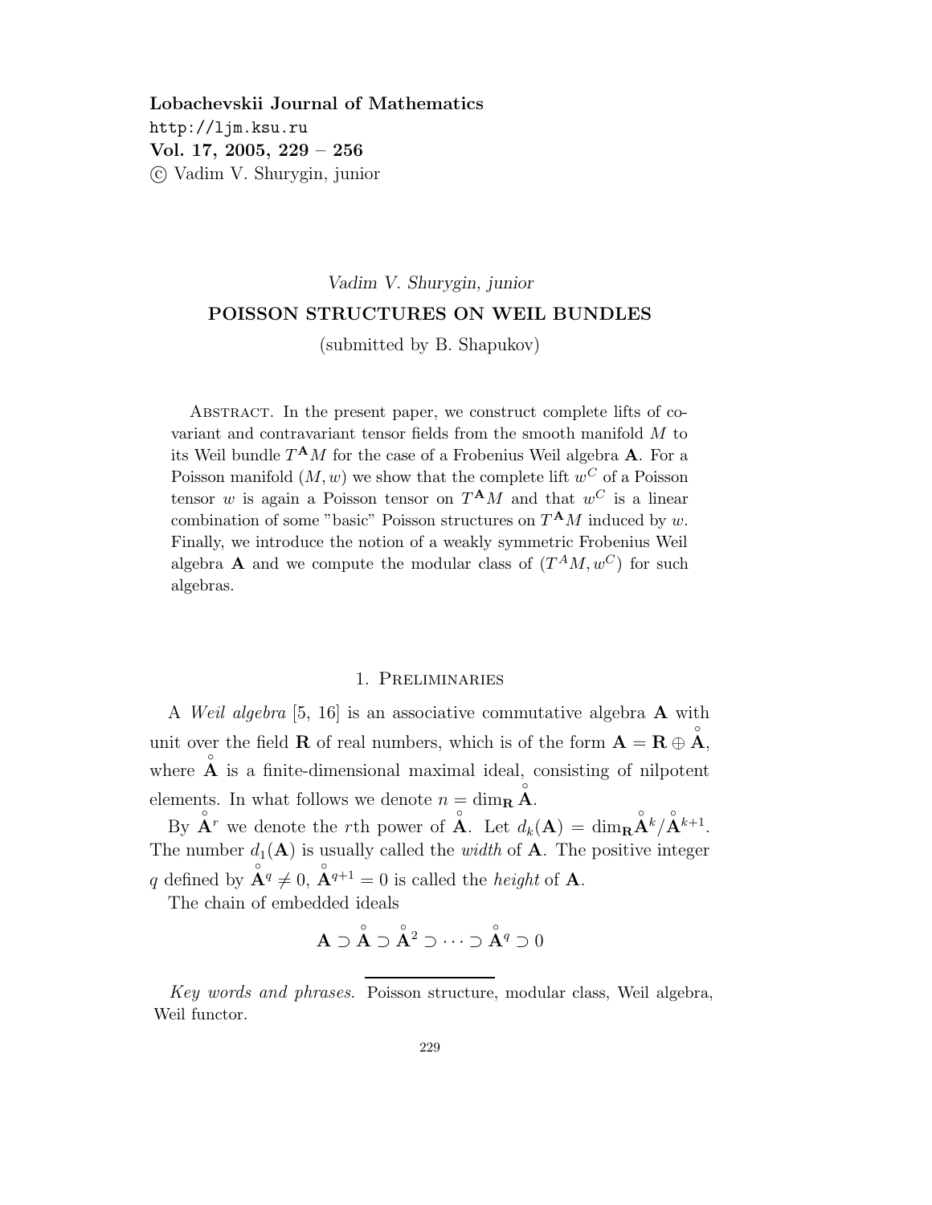**Lobachevskii Journal of Mathematics**
http://ljm.ksu.ru
**Vol. 17, 2005, 229 – 256**
© Vadim V. Shurygin, junior

*Vadim V. Shurygin, junior*

# POISSON STRUCTURES ON WEIL BUNDLES

(submitted by B. Shapukov)

Abstract. In the present paper, we construct complete lifts of covariant and contravariant tensor fields from the smooth manifold $M$ to its Weil bundle $T^{\mathbf{A}}M$ for the case of a Frobenius Weil algebra $\mathbf{A}$. For a Poisson manifold $(M, w)$ we show that the complete lift $w^C$ of a Poisson tensor $w$ is again a Poisson tensor on $T^{\mathbf{A}}M$ and that $w^C$ is a linear combination of some "basic" Poisson structures on $T^{\mathbf{A}}M$ induced by $w$. Finally, we introduce the notion of a weakly symmetric Frobenius Weil algebra $\mathbf{A}$ and we compute the modular class of $(T^A M, w^C)$ for such algebras.

## 1. Preliminaries

A *Weil algebra* [5, 16] is an associative commutative algebra $\mathbf{A}$ with unit over the field $\mathbf{R}$ of real numbers, which is of the form $\mathbf{A} = \mathbf{R} \oplus \mathring{\mathbf{A}}$, where $\mathring{\mathbf{A}}$ is a finite-dimensional maximal ideal, consisting of nilpotent elements. In what follows we denote $n = \dim_{\mathbf{R}} \mathring{\mathbf{A}}$.

By $\mathring{\mathbf{A}}^r$ we denote the $r$th power of $\mathring{\mathbf{A}}$. Let $d_k(\mathbf{A}) = \dim_{\mathbf{R}} \mathring{\mathbf{A}}^k / \mathring{\mathbf{A}}^{k+1}$. The number $d_1(\mathbf{A})$ is usually called the *width* of $\mathbf{A}$. The positive integer $q$ defined by $\mathring{\mathbf{A}}^q \neq 0$, $\mathring{\mathbf{A}}^{q+1} = 0$ is called the *height* of $\mathbf{A}$.

The chain of embedded ideals

$$\mathbf{A} \supset \mathring{\mathbf{A}} \supset \mathring{\mathbf{A}}^2 \supset \cdots \supset \mathring{\mathbf{A}}^q \supset 0$$

*Key words and phrases.* Poisson structure, modular class, Weil algebra, Weil functor.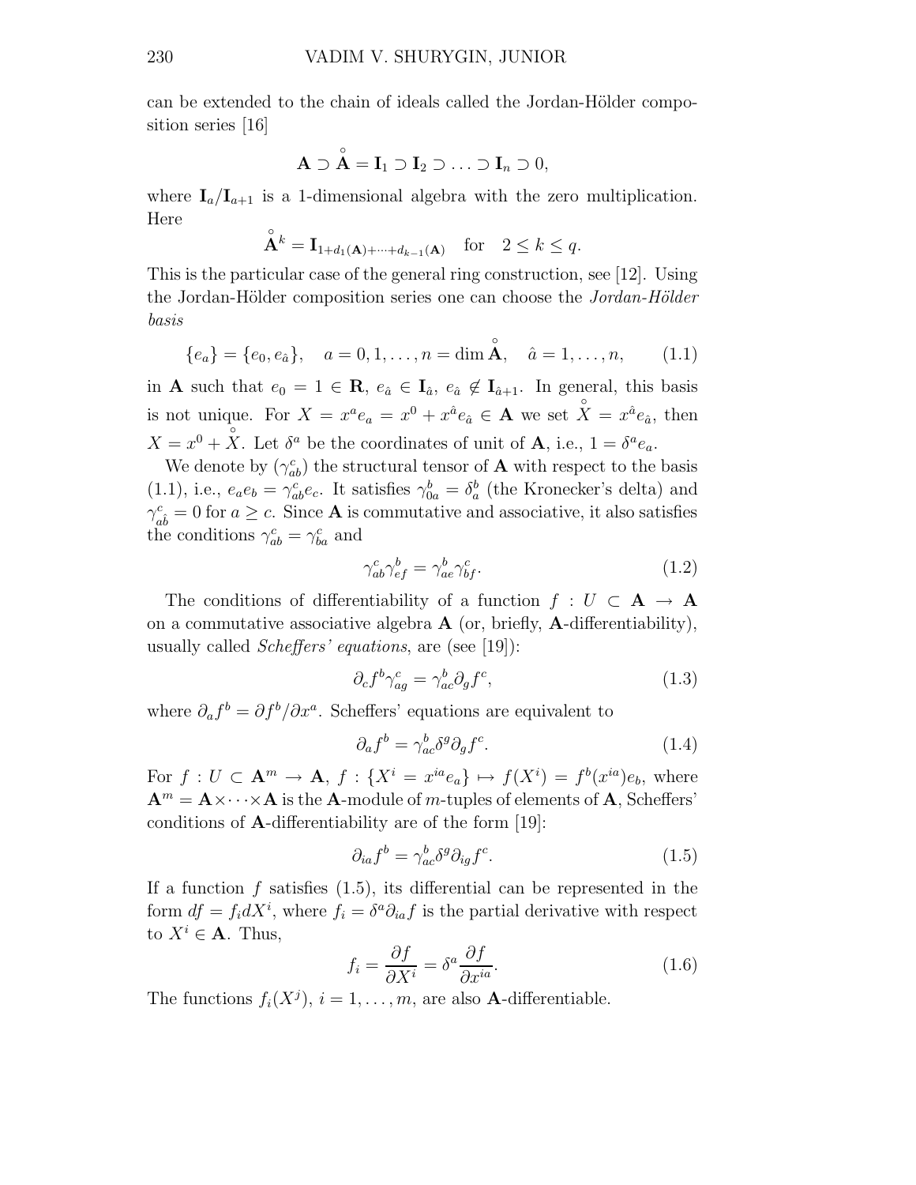can be extended to the chain of ideals called the Jordan-Hölder composition series [16]

$$\mathbf{A} \supset \overset{\circ}{\mathbf{A}} = \mathbf{I}_1 \supset \mathbf{I}_2 \supset \ldots \supset \mathbf{I}_n \supset 0,$$

where $\mathbf{I}_a/\mathbf{I}_{a+1}$ is a 1-dimensional algebra with the zero multiplication. Here

$$\overset{\circ}{\mathbf{A}}{}^k = \mathbf{I}_{1+d_1(\mathbf{A})+\cdots+d_{k-1}(\mathbf{A})} \quad \text{for} \quad 2 \le k \le q.$$

This is the particular case of the general ring construction, see [12]. Using the Jordan-Hölder composition series one can choose the *Jordan-Hölder basis*

$$\{e_a\} = \{e_0, e_{\hat{a}}\}, \quad a = 0, 1, \ldots, n = \dim \overset{\circ}{\mathbf{A}}, \quad \hat{a} = 1, \ldots, n, \tag{1.1}$$

in $\mathbf{A}$ such that $e_0 = 1 \in \mathbf{R}$, $e_{\hat{a}} \in \mathbf{I}_{\hat{a}}$, $e_{\hat{a}} \notin \mathbf{I}_{\hat{a}+1}$. In general, this basis is not unique. For $X = x^a e_a = x^0 + x^{\hat{a}} e_{\hat{a}} \in \mathbf{A}$ we set $\overset{\circ}{X} = x^{\hat{a}} e_{\hat{a}}$, then $X = x^0 + \overset{\circ}{X}$. Let $\delta^a$ be the coordinates of unit of $\mathbf{A}$, i.e., $1 = \delta^a e_a$.

We denote by $(\gamma^c_{ab})$ the structural tensor of $\mathbf{A}$ with respect to the basis (1.1), i.e., $e_a e_b = \gamma^c_{ab} e_c$. It satisfies $\gamma^b_{0a} = \delta^b_a$ (the Kronecker's delta) and $\gamma^c_{a\hat{b}} = 0$ for $a \ge c$. Since $\mathbf{A}$ is commutative and associative, it also satisfies the conditions $\gamma^c_{ab} = \gamma^c_{ba}$ and

$$\gamma^c_{ab}\gamma^b_{ef} = \gamma^b_{ae}\gamma^c_{bf}. \tag{1.2}$$

The conditions of differentiability of a function $f : U \subset \mathbf{A} \to \mathbf{A}$ on a commutative associative algebra $\mathbf{A}$ (or, briefly, $\mathbf{A}$-differentiability), usually called *Scheffers' equations*, are (see [19]):

$$\partial_c f^b \gamma^c_{ag} = \gamma^b_{ac} \partial_g f^c, \tag{1.3}$$

where $\partial_a f^b = \partial f^b / \partial x^a$. Scheffers' equations are equivalent to

$$\partial_a f^b = \gamma^b_{ac} \delta^g \partial_g f^c. \tag{1.4}$$

For $f : U \subset \mathbf{A}^m \to \mathbf{A}$, $f : \{X^i = x^{ia} e_a\} \mapsto f(X^i) = f^b(x^{ia}) e_b$, where $\mathbf{A}^m = \mathbf{A} \times \cdots \times \mathbf{A}$ is the $\mathbf{A}$-module of $m$-tuples of elements of $\mathbf{A}$, Scheffers' conditions of $\mathbf{A}$-differentiability are of the form [19]:

$$\partial_{ia} f^b = \gamma^b_{ac} \delta^g \partial_{ig} f^c. \tag{1.5}$$

If a function $f$ satisfies (1.5), its differential can be represented in the form $df = f_i dX^i$, where $f_i = \delta^a \partial_{ia} f$ is the partial derivative with respect to $X^i \in \mathbf{A}$. Thus,

$$f_i = \frac{\partial f}{\partial X^i} = \delta^a \frac{\partial f}{\partial x^{ia}}. \tag{1.6}$$

The functions $f_i(X^j)$, $i = 1, \ldots, m$, are also $\mathbf{A}$-differentiable.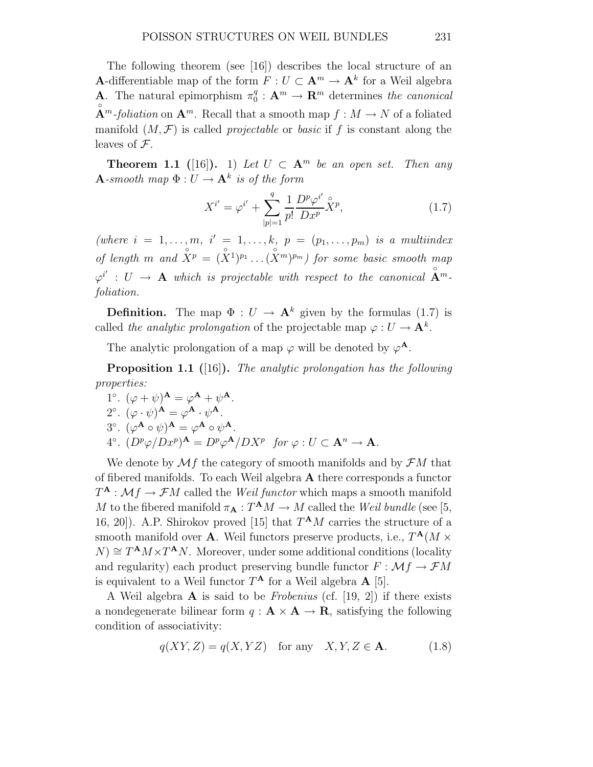The following theorem (see [16]) describes the local structure of an $\mathbf{A}$-differentiable map of the form $F : U \subset \mathbf{A}^m \to \mathbf{A}^k$ for a Weil algebra $\mathbf{A}$. The natural epimorphism $\pi_0^q : \mathbf{A}^m \to \mathbf{R}^m$ determines *the canonical* $\overset{\circ}{\mathbf{A}}{}^m$*-foliation* on $\mathbf{A}^m$. Recall that a smooth map $f : M \to N$ of a foliated manifold $(M, \mathcal{F})$ is called *projectable* or *basic* if $f$ is constant along the leaves of $\mathcal{F}$.

**Theorem 1.1 ([16]).** 1) *Let $U \subset \mathbf{A}^m$ be an open set. Then any $\mathbf{A}$-smooth map $\Phi : U \to \mathbf{A}^k$ is of the form*

$$X^{i'} = \varphi^{i'} + \sum_{|p|=1}^{q} \frac{1}{p!} \frac{D^p \varphi^{i'}}{Dx^p} \overset{\circ}{X}{}^p, \tag{1.7}$$

*(where $i = 1, \dots, m$, $i' = 1, \dots, k$, $p = (p_1, \dots, p_m)$ is a multiindex of length $m$ and $\overset{\circ}{X}{}^p = (\overset{\circ}{X}{}^1)^{p_1} \dots (\overset{\circ}{X}{}^m)^{p_m}$) for some basic smooth map $\varphi^{i'} : U \to \mathbf{A}$ which is projectable with respect to the canonical $\overset{\circ}{\mathbf{A}}{}^m$-foliation.*

**Definition.** The map $\Phi : U \to \mathbf{A}^k$ given by the formulas (1.7) is called *the analytic prolongation* of the projectable map $\varphi : U \to \mathbf{A}^k$.

The analytic prolongation of a map $\varphi$ will be denoted by $\varphi^{\mathbf{A}}$.

**Proposition 1.1 ([16]).** *The analytic prolongation has the following properties:*

$1^\circ$. $(\varphi + \psi)^{\mathbf{A}} = \varphi^{\mathbf{A}} + \psi^{\mathbf{A}}$.

$2^\circ$. $(\varphi \cdot \psi)^{\mathbf{A}} = \varphi^{\mathbf{A}} \cdot \psi^{\mathbf{A}}$.

$3^\circ$. $(\varphi^{\mathbf{A}} \circ \psi)^{\mathbf{A}} = \varphi^{\mathbf{A}} \circ \psi^{\mathbf{A}}$.

$4^\circ$. $(D^p\varphi / Dx^p)^{\mathbf{A}} = D^p \varphi^{\mathbf{A}} / DX^p$ *for $\varphi : U \subset \mathbf{A}^n \to \mathbf{A}$.*

We denote by $\mathcal{M}f$ the category of smooth manifolds and by $\mathcal{F}M$ that of fibered manifolds. To each Weil algebra $\mathbf{A}$ there corresponds a functor $T^{\mathbf{A}} : \mathcal{M}f \to \mathcal{F}M$ called the *Weil functor* which maps a smooth manifold $M$ to the fibered manifold $\pi_{\mathbf{A}} : T^{\mathbf{A}}M \to M$ called the *Weil bundle* (see [5, 16, 20]). A.P. Shirokov proved [15] that $T^{\mathbf{A}}M$ carries the structure of a smooth manifold over $\mathbf{A}$. Weil functors preserve products, i.e., $T^{\mathbf{A}}(M \times N) \cong T^{\mathbf{A}}M \times T^{\mathbf{A}}N$. Moreover, under some additional conditions (locality and regularity) each product preserving bundle functor $F : \mathcal{M}f \to \mathcal{F}M$ is equivalent to a Weil functor $T^{\mathbf{A}}$ for a Weil algebra $\mathbf{A}$ [5].

A Weil algebra $\mathbf{A}$ is said to be *Frobenius* (cf. [19, 2]) if there exists a nondegenerate bilinear form $q : \mathbf{A} \times \mathbf{A} \to \mathbf{R}$, satisfying the following condition of associativity:

$$q(XY, Z) = q(X, YZ) \quad \text{for any} \quad X, Y, Z \in \mathbf{A}. \tag{1.8}$$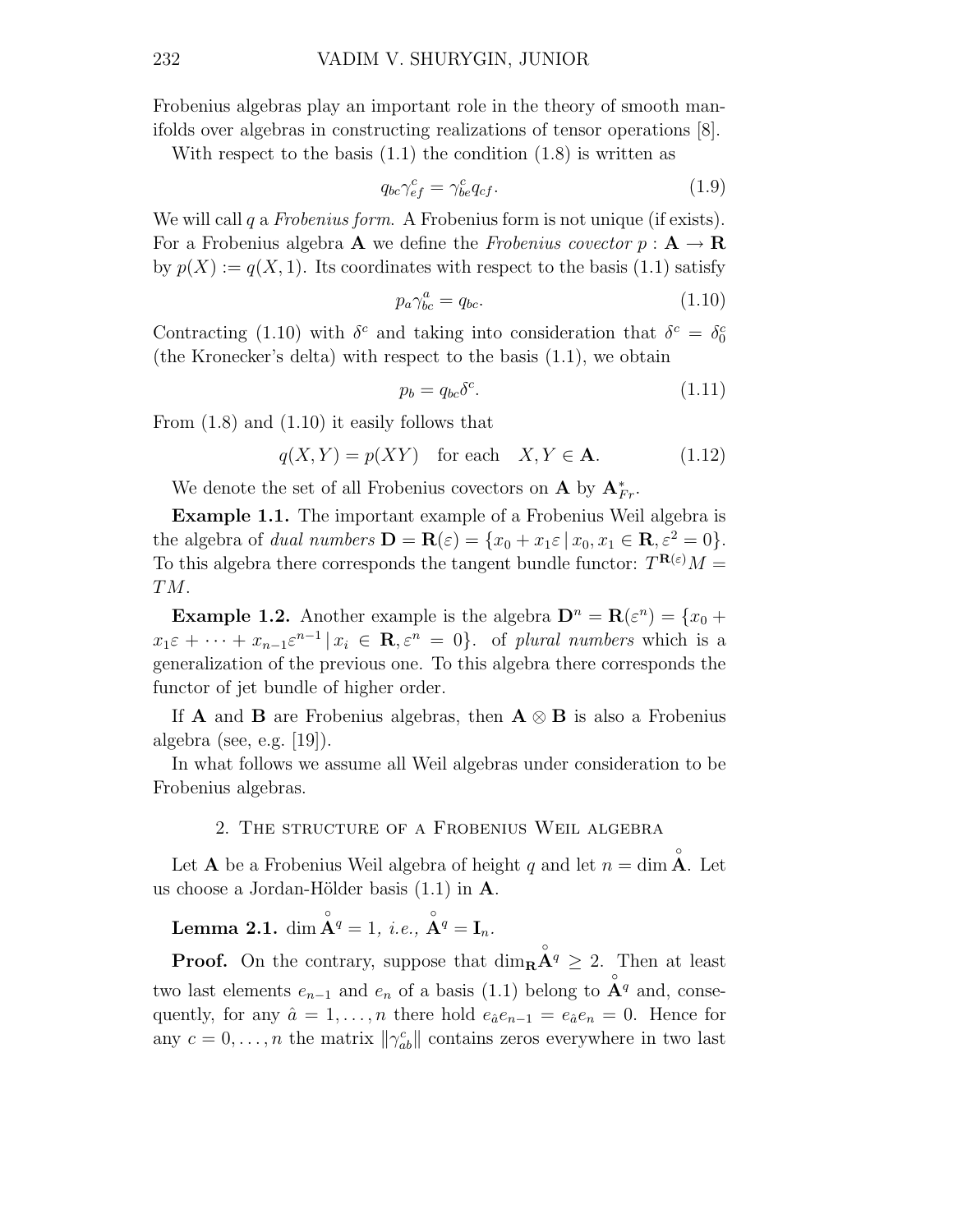Frobenius algebras play an important role in the theory of smooth manifolds over algebras in constructing realizations of tensor operations [8].

With respect to the basis (1.1) the condition (1.8) is written as

$$q_{bc}\gamma^c_{ef} = \gamma^c_{be}q_{cf}. \tag{1.9}$$

We will call $q$ a *Frobenius form*. A Frobenius form is not unique (if exists). For a Frobenius algebra $\mathbf{A}$ we define the *Frobenius covector* $p : \mathbf{A} \to \mathbf{R}$ by $p(X) := q(X, 1)$. Its coordinates with respect to the basis (1.1) satisfy

$$p_a\gamma^a_{bc} = q_{bc}. \tag{1.10}$$

Contracting (1.10) with $\delta^c$ and taking into consideration that $\delta^c = \delta^c_0$ (the Kronecker's delta) with respect to the basis (1.1), we obtain

$$p_b = q_{bc}\delta^c. \tag{1.11}$$

From (1.8) and (1.10) it easily follows that

$$q(X, Y) = p(XY) \quad \text{for each} \quad X, Y \in \mathbf{A}. \tag{1.12}$$

We denote the set of all Frobenius covectors on $\mathbf{A}$ by $\mathbf{A}^*_{Fr}$.

**Example 1.1.** The important example of a Frobenius Weil algebra is the algebra of *dual numbers* $\mathbf{D} = \mathbf{R}(\varepsilon) = \{x_0 + x_1\varepsilon \mid x_0, x_1 \in \mathbf{R}, \varepsilon^2 = 0\}$. To this algebra there corresponds the tangent bundle functor: $T^{\mathbf{R}(\varepsilon)}M = TM$.

**Example 1.2.** Another example is the algebra $\mathbf{D}^n = \mathbf{R}(\varepsilon^n) = \{x_0 + x_1\varepsilon + \cdots + x_{n-1}\varepsilon^{n-1} \mid x_i \in \mathbf{R}, \varepsilon^n = 0\}$. of *plural numbers* which is a generalization of the previous one. To this algebra there corresponds the functor of jet bundle of higher order.

If $\mathbf{A}$ and $\mathbf{B}$ are Frobenius algebras, then $\mathbf{A} \otimes \mathbf{B}$ is also a Frobenius algebra (see, e.g. [19]).

In what follows we assume all Weil algebras under consideration to be Frobenius algebras.

## 2. The structure of a Frobenius Weil algebra

Let $\mathbf{A}$ be a Frobenius Weil algebra of height $q$ and let $n = \dim \overset{\circ}{\mathbf{A}}$. Let us choose a Jordan-Hölder basis (1.1) in $\mathbf{A}$.

**Lemma 2.1.** *$\dim \overset{\circ}{\mathbf{A}}{}^q = 1$, i.e., $\overset{\circ}{\mathbf{A}}{}^q = \mathbf{I}_n$.*

**Proof.** On the contrary, suppose that $\dim_{\mathbf{R}} \overset{\circ}{\mathbf{A}}{}^q \geq 2$. Then at least two last elements $e_{n-1}$ and $e_n$ of a basis (1.1) belong to $\overset{\circ}{\mathbf{A}}{}^q$ and, consequently, for any $\hat{a} = 1, \ldots, n$ there hold $e_{\hat{a}}e_{n-1} = e_{\hat{a}}e_n = 0$. Hence for any $c = 0, \ldots, n$ the matrix $\|\gamma^c_{ab}\|$ contains zeros everywhere in two last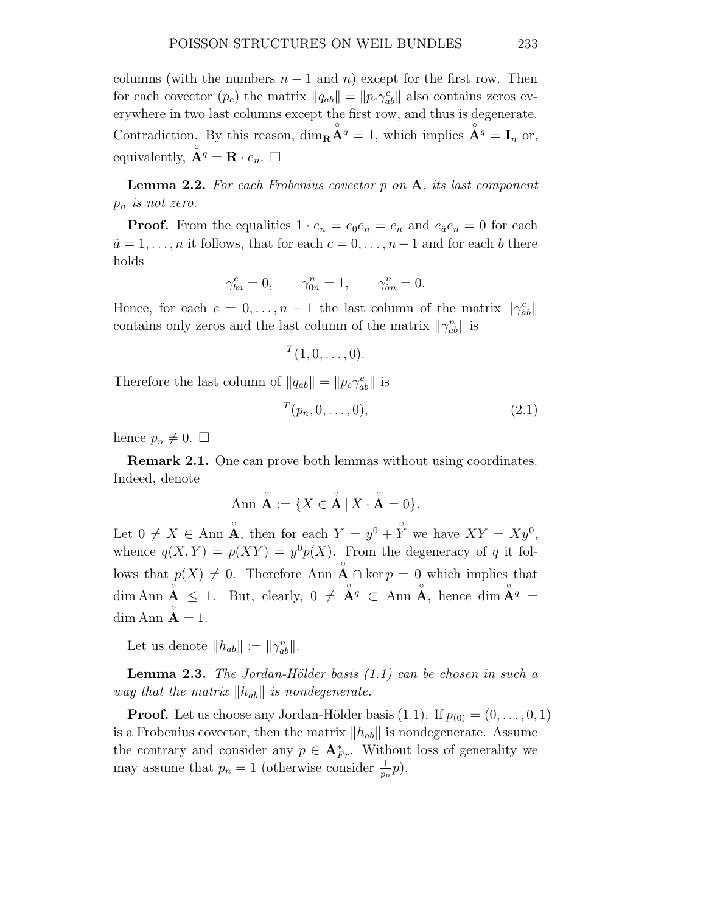columns (with the numbers $n-1$ and $n$) except for the first row. Then for each covector $(p_c)$ the matrix $\|q_{ab}\| = \|p_c \gamma^c_{ab}\|$ also contains zeros everywhere in two last columns except the first row, and thus is degenerate. Contradiction. By this reason, $\dim_{\mathbf{R}} \mathring{\mathbf{A}}^q = 1$, which implies $\mathring{\mathbf{A}}^q = \mathbf{I}_n$ or, equivalently, $\mathring{\mathbf{A}}^q = \mathbf{R} \cdot e_n$. $\Box$

**Lemma 2.2.** *For each Frobenius covector $p$ on $\mathbf{A}$, its last component $p_n$ is not zero.*

**Proof.** From the equalities $1 \cdot e_n = e_0 e_n = e_n$ and $e_{\hat{a}} e_n = 0$ for each $\hat{a} = 1, \ldots, n$ it follows, that for each $c = 0, \ldots, n-1$ and for each $b$ there holds

$$\gamma^c_{bn} = 0, \qquad \gamma^n_{0n} = 1, \qquad \gamma^n_{\hat{a}n} = 0.$$

Hence, for each $c = 0, \ldots, n-1$ the last column of the matrix $\|\gamma^c_{ab}\|$ contains only zeros and the last column of the matrix $\|\gamma^n_{ab}\|$ is

$$^T(1, 0, \ldots, 0).$$

Therefore the last column of $\|q_{ab}\| = \|p_c \gamma^c_{ab}\|$ is

$$^T(p_n, 0, \ldots, 0), \tag{2.1}$$

hence $p_n \neq 0$. $\Box$

**Remark 2.1.** One can prove both lemmas without using coordinates. Indeed, denote

$$\text{Ann } \mathring{\mathbf{A}} := \{X \in \mathring{\mathbf{A}} \mid X \cdot \mathring{\mathbf{A}} = 0\}.$$

Let $0 \neq X \in \text{Ann } \mathring{\mathbf{A}}$, then for each $Y = y^0 + \mathring{Y}$ we have $XY = Xy^0$, whence $q(X, Y) = p(XY) = y^0 p(X)$. From the degeneracy of $q$ it follows that $p(X) \neq 0$. Therefore $\text{Ann } \mathring{\mathbf{A}} \cap \ker p = 0$ which implies that $\dim \text{Ann } \mathring{\mathbf{A}} \leq 1$. But, clearly, $0 \neq \mathring{\mathbf{A}}^q \subset \text{Ann } \mathring{\mathbf{A}}$, hence $\dim \mathring{\mathbf{A}}^q = \dim \text{Ann } \mathring{\mathbf{A}} = 1$.

Let us denote $\|h_{ab}\| := \|\gamma^n_{ab}\|$.

**Lemma 2.3.** *The Jordan-Hölder basis (1.1) can be chosen in such a way that the matrix $\|h_{ab}\|$ is nondegenerate.*

**Proof.** Let us choose any Jordan-Hölder basis (1.1). If $p_{(0)} = (0, \ldots, 0, 1)$ is a Frobenius covector, then the matrix $\|h_{ab}\|$ is nondegenerate. Assume the contrary and consider any $p \in \mathbf{A}^*_{Fr}$. Without loss of generality we may assume that $p_n = 1$ (otherwise consider $\frac{1}{p_n} p$).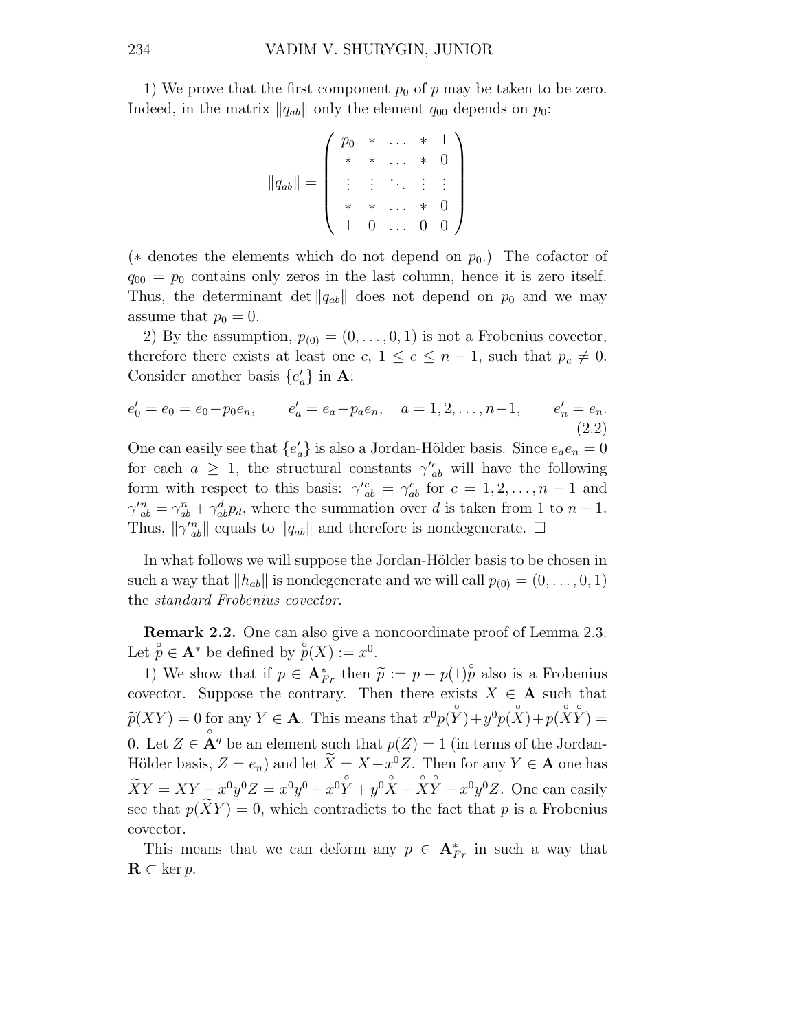1) We prove that the first component $p_0$ of $p$ may be taken to be zero. Indeed, in the matrix $\|q_{ab}\|$ only the element $q_{00}$ depends on $p_0$:

$$\|q_{ab}\| = \begin{pmatrix} p_0 & * & \dots & * & 1 \\ * & * & \dots & * & 0 \\ \vdots & \vdots & \ddots & \vdots & \vdots \\ * & * & \dots & * & 0 \\ 1 & 0 & \dots & 0 & 0 \end{pmatrix}$$

($*$ denotes the elements which do not depend on $p_0$.) The cofactor of $q_{00} = p_0$ contains only zeros in the last column, hence it is zero itself. Thus, the determinant $\det\|q_{ab}\|$ does not depend on $p_0$ and we may assume that $p_0 = 0$.

2) By the assumption, $p_{(0)} = (0, \dots, 0, 1)$ is not a Frobenius covector, therefore there exists at least one $c$, $1 \le c \le n-1$, such that $p_c \neq 0$. Consider another basis $\{e'_a\}$ in $\mathbf{A}$:

$$e'_0 = e_0 = e_0 - p_0 e_n, \qquad e'_a = e_a - p_a e_n, \quad a = 1, 2, \dots, n-1, \qquad e'_n = e_n. \tag{2.2}$$

One can easily see that $\{e'_a\}$ is also a Jordan-Hölder basis. Since $e_a e_n = 0$ for each $a \ge 1$, the structural constants $\gamma'^c_{ab}$ will have the following form with respect to this basis: $\gamma'^c_{ab} = \gamma^c_{ab}$ for $c = 1, 2, \dots, n-1$ and $\gamma'^n_{ab} = \gamma^n_{ab} + \gamma^d_{ab} p_d$, where the summation over $d$ is taken from 1 to $n-1$. Thus, $\|\gamma'^n_{ab}\|$ equals to $\|q_{ab}\|$ and therefore is nondegenerate. $\square$

In what follows we will suppose the Jordan-Hölder basis to be chosen in such a way that $\|h_{ab}\|$ is nondegenerate and we will call $p_{(0)} = (0, \dots, 0, 1)$ the *standard Frobenius covector*.

**Remark 2.2.** One can also give a noncoordinate proof of Lemma 2.3. Let $\mathring{p} \in \mathbf{A}^*$ be defined by $\mathring{p}(X) := x^0$.

1) We show that if $p \in \mathbf{A}^*_{Fr}$ then $\widetilde{p} := p - p(1)\mathring{p}$ also is a Frobenius covector. Suppose the contrary. Then there exists $X \in \mathbf{A}$ such that $\widetilde{p}(XY) = 0$ for any $Y \in \mathbf{A}$. This means that $x^0 p(\mathring{Y}) + y^0 p(\mathring{X}) + p(\mathring{X}\mathring{Y}) = 0$. Let $Z \in \mathring{\mathbf{A}}^q$ be an element such that $p(Z) = 1$ (in terms of the Jordan-Hölder basis, $Z = e_n$) and let $\widetilde{X} = X - x^0 Z$. Then for any $Y \in \mathbf{A}$ one has $\widetilde{X}Y = XY - x^0 y^0 Z = x^0 y^0 + x^0 \mathring{Y} + y^0 \mathring{X} + \mathring{X}\mathring{Y} - x^0 y^0 Z$. One can easily see that $p(\widetilde{X}Y) = 0$, which contradicts to the fact that $p$ is a Frobenius covector.

This means that we can deform any $p \in \mathbf{A}^*_{Fr}$ in such a way that $\mathbf{R} \subset \ker p$.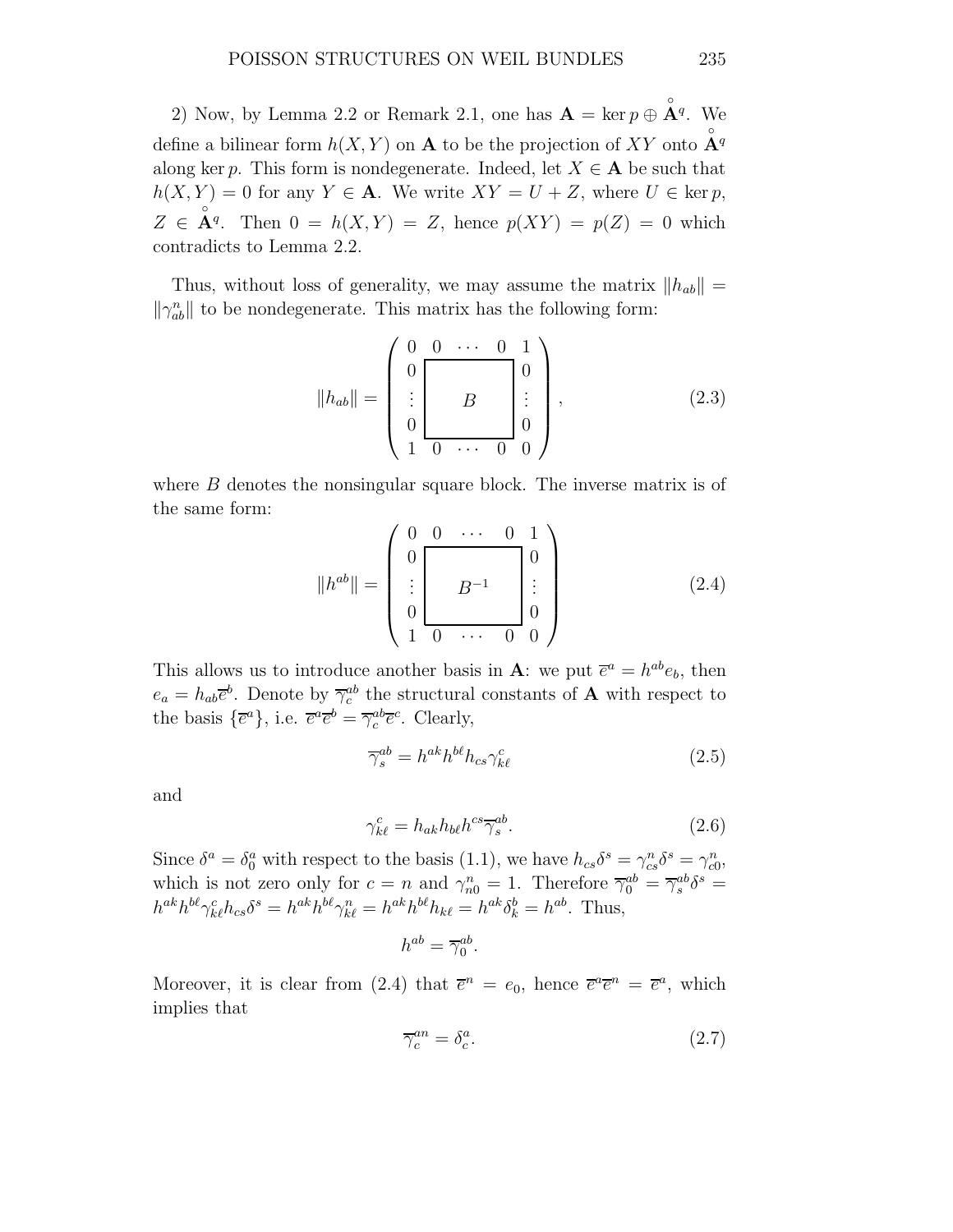2) Now, by Lemma 2.2 or Remark 2.1, one has $\mathbf{A} = \ker p \oplus \overset{\circ}{\mathbf{A}}{}^q$. We define a bilinear form $h(X, Y)$ on $\mathbf{A}$ to be the projection of $XY$ onto $\overset{\circ}{\mathbf{A}}{}^q$ along $\ker p$. This form is nondegenerate. Indeed, let $X \in \mathbf{A}$ be such that $h(X, Y) = 0$ for any $Y \in \mathbf{A}$. We write $XY = U + Z$, where $U \in \ker p$, $Z \in \overset{\circ}{\mathbf{A}}{}^q$. Then $0 = h(X, Y) = Z$, hence $p(XY) = p(Z) = 0$ which contradicts to Lemma 2.2.

Thus, without loss of generality, we may assume the matrix $\|h_{ab}\| = \|\gamma^n_{ab}\|$ to be nondegenerate. This matrix has the following form:

$$\|h_{ab}\| = \begin{pmatrix} 0 & 0 & \cdots & 0 & 1 \\ 0 & & & & 0 \\ \vdots & & B & & \vdots \\ 0 & & & & 0 \\ 1 & 0 & \cdots & 0 & 0 \end{pmatrix}, \tag{2.3}$$

where $B$ denotes the nonsingular square block. The inverse matrix is of the same form:

$$\|h^{ab}\| = \begin{pmatrix} 0 & 0 & \cdots & 0 & 1 \\ 0 & & & & 0 \\ \vdots & & B^{-1} & & \vdots \\ 0 & & & & 0 \\ 1 & 0 & \cdots & 0 & 0 \end{pmatrix} \tag{2.4}$$

This allows us to introduce another basis in $\mathbf{A}$: we put $\overline{e}^a = h^{ab} e_b$, then $e_a = h_{ab}\overline{e}^b$. Denote by $\overline{\gamma}^{ab}_c$ the structural constants of $\mathbf{A}$ with respect to the basis $\{\overline{e}^a\}$, i.e. $\overline{e}^a\overline{e}^b = \overline{\gamma}^{ab}_c \overline{e}^c$. Clearly,

$$\overline{\gamma}^{ab}_s = h^{ak}h^{b\ell}h_{cs}\gamma^c_{k\ell} \tag{2.5}$$

and

$$\gamma^c_{k\ell} = h_{ak}h_{b\ell}h^{cs}\overline{\gamma}^{ab}_s. \tag{2.6}$$

Since $\delta^a = \delta^a_0$ with respect to the basis (1.1), we have $h_{cs}\delta^s = \gamma^n_{cs}\delta^s = \gamma^n_{c0}$, which is not zero only for $c = n$ and $\gamma^n_{n0} = 1$. Therefore $\overline{\gamma}^{ab}_0 = \overline{\gamma}^{ab}_s\delta^s = h^{ak}h^{b\ell}\gamma^c_{k\ell}h_{cs}\delta^s = h^{ak}h^{b\ell}\gamma^n_{k\ell} = h^{ak}h^{b\ell}h_{k\ell} = h^{ak}\delta^b_k = h^{ab}$. Thus,

$$h^{ab} = \overline{\gamma}^{ab}_0.$$

Moreover, it is clear from (2.4) that $\overline{e}^n = e_0$, hence $\overline{e}^a\overline{e}^n = \overline{e}^a$, which implies that

$$\overline{\gamma}^{an}_c = \delta^a_c. \tag{2.7}$$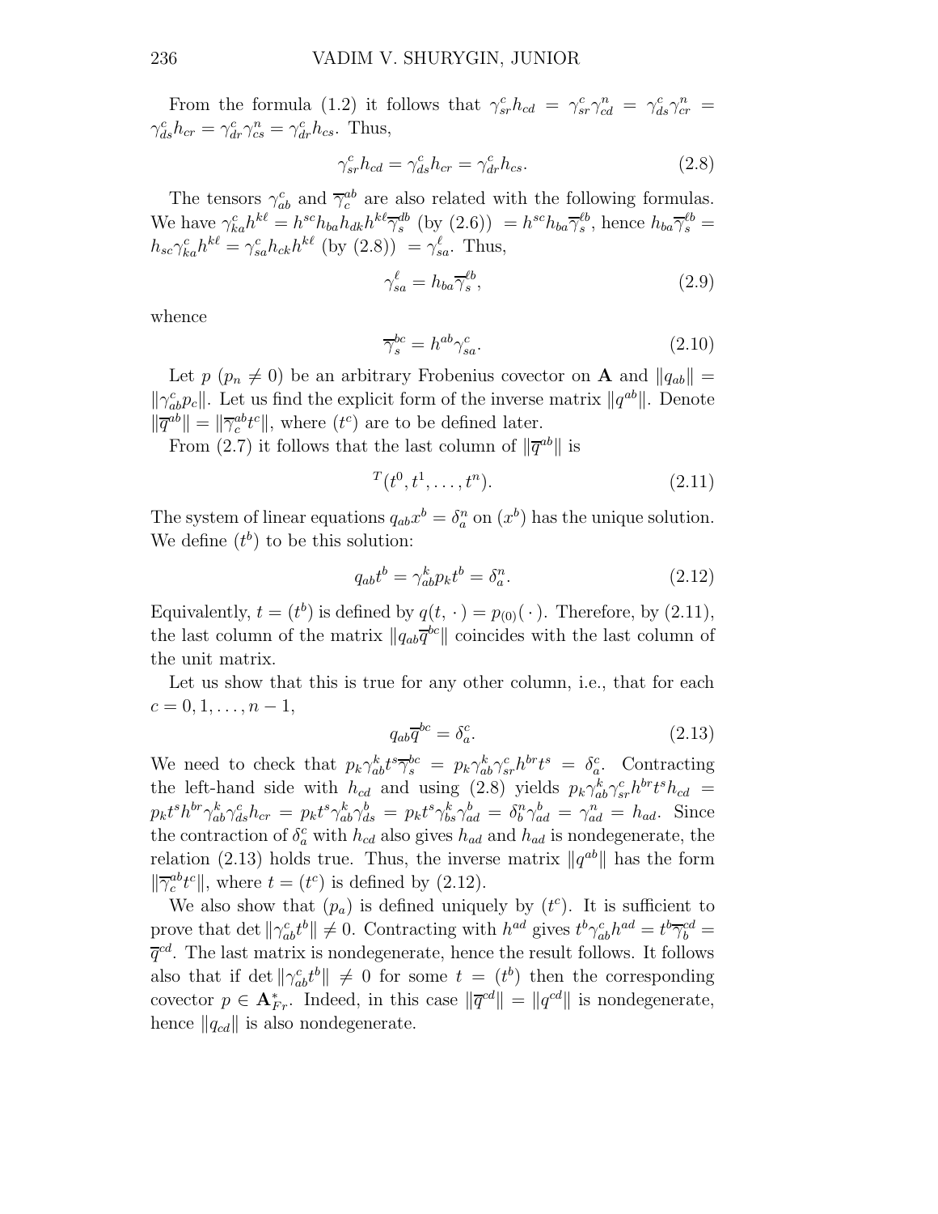From the formula (1.2) it follows that $\gamma^c_{sr}h_{cd} = \gamma^c_{sr}\gamma^n_{cd} = \gamma^c_{ds}\gamma^n_{cr} = \gamma^c_{ds}h_{cr} = \gamma^c_{dr}\gamma^n_{cs} = \gamma^c_{dr}h_{cs}$. Thus,

$$\gamma^c_{sr}h_{cd} = \gamma^c_{ds}h_{cr} = \gamma^c_{dr}h_{cs}. \tag{2.8}$$

The tensors $\gamma^c_{ab}$ and $\overline{\gamma}^{ab}_c$ are also related with the following formulas. We have $\gamma^c_{ka}h^{k\ell} = h^{sc}h_{ba}h_{dk}h^{k\ell}\overline{\gamma}^{db}_s$ (by (2.6)) $= h^{sc}h_{ba}\overline{\gamma}^{\ell b}_s$, hence $h_{ba}\overline{\gamma}^{\ell b}_s = h_{sc}\gamma^c_{ka}h^{k\ell} = \gamma^c_{sa}h_{ck}h^{k\ell}$ (by (2.8)) $= \gamma^\ell_{sa}$. Thus,

$$\gamma^\ell_{sa} = h_{ba}\overline{\gamma}^{\ell b}_s, \tag{2.9}$$

whence

$$\overline{\gamma}^{bc}_s = h^{ab}\gamma^c_{sa}. \tag{2.10}$$

Let $p$ ($p_n \neq 0$) be an arbitrary Frobenius covector on $\mathbf{A}$ and $\|q_{ab}\| = \|\gamma^c_{ab}p_c\|$. Let us find the explicit form of the inverse matrix $\|q^{ab}\|$. Denote $\|\overline{q}^{ab}\| = \|\overline{\gamma}^{ab}_c t^c\|$, where $(t^c)$ are to be defined later.

From (2.7) it follows that the last column of $\|\overline{q}^{ab}\|$ is

$$^T(t^0, t^1, \dots, t^n). \tag{2.11}$$

The system of linear equations $q_{ab}x^b = \delta^n_a$ on $(x^b)$ has the unique solution. We define $(t^b)$ to be this solution:

$$q_{ab}t^b = \gamma^k_{ab}p_k t^b = \delta^n_a. \tag{2.12}$$

Equivalently, $t = (t^b)$ is defined by $q(t,\,\cdot\,) = p_{(0)}(\,\cdot\,)$. Therefore, by (2.11), the last column of the matrix $\|q_{ab}\overline{q}^{bc}\|$ coincides with the last column of the unit matrix.

Let us show that this is true for any other column, i.e., that for each $c = 0, 1, \dots, n-1$,

$$q_{ab}\overline{q}^{bc} = \delta^c_a. \tag{2.13}$$

We need to check that $p_k\gamma^k_{ab}t^s\overline{\gamma}^{bc}_s = p_k\gamma^k_{ab}\gamma^c_{sr}h^{br}t^s = \delta^c_a$. Contracting the left-hand side with $h_{cd}$ and using (2.8) yields $p_k\gamma^k_{ab}\gamma^c_{sr}h^{br}t^s h_{cd} = p_k t^s h^{br}\gamma^k_{ab}\gamma^c_{ds}h_{cr} = p_k t^s\gamma^k_{ab}\gamma^b_{ds} = p_k t^s\gamma^k_{bs}\gamma^b_{ad} = \delta^n_b\gamma^b_{ad} = \gamma^n_{ad} = h_{ad}$. Since the contraction of $\delta^c_a$ with $h_{cd}$ also gives $h_{ad}$ and $h_{ad}$ is nondegenerate, the relation (2.13) holds true. Thus, the inverse matrix $\|q^{ab}\|$ has the form $\|\overline{\gamma}^{ab}_c t^c\|$, where $t = (t^c)$ is defined by (2.12).

We also show that $(p_a)$ is defined uniquely by $(t^c)$. It is sufficient to prove that $\det\|\gamma^c_{ab}t^b\| \neq 0$. Contracting with $h^{ad}$ gives $t^b\gamma^c_{ab}h^{ad} = t^b\overline{\gamma}^{cd}_b = \overline{q}^{cd}$. The last matrix is nondegenerate, hence the result follows. It follows also that if $\det\|\gamma^c_{ab}t^b\| \neq 0$ for some $t = (t^b)$ then the corresponding covector $p \in \mathbf{A}^*_{Fr}$. Indeed, in this case $\|\overline{q}^{cd}\| = \|q^{cd}\|$ is nondegenerate, hence $\|q_{cd}\|$ is also nondegenerate.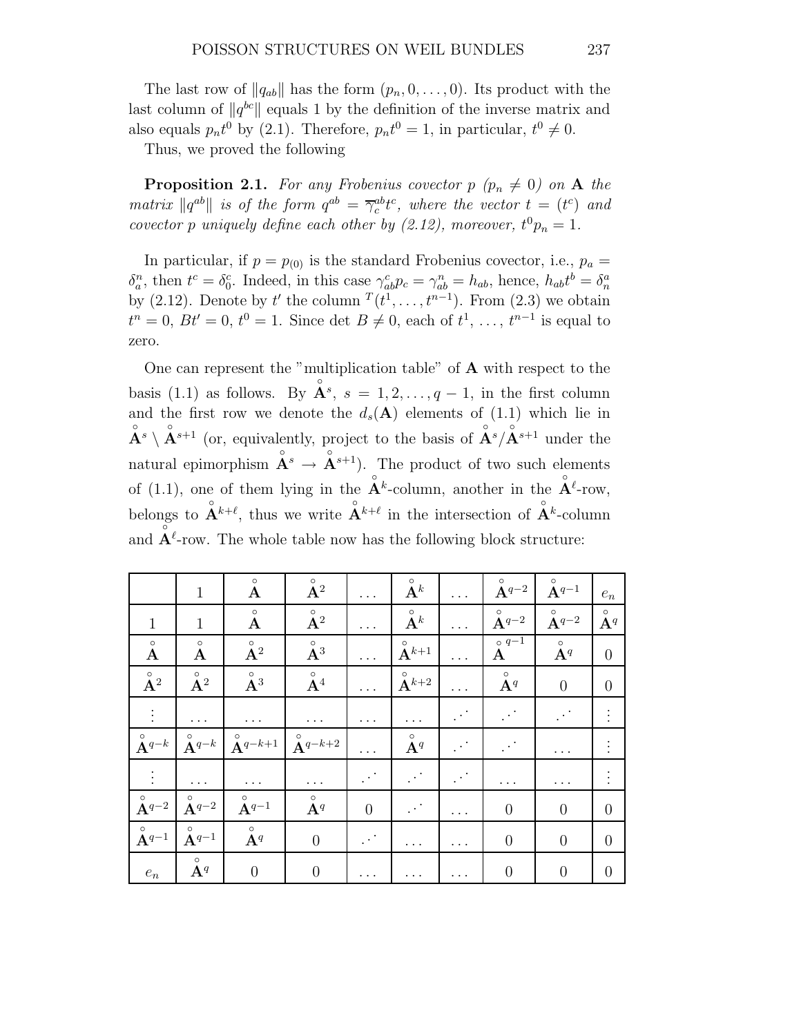The last row of $\|q_{ab}\|$ has the form $(p_n, 0, \ldots, 0)$. Its product with the last column of $\|q^{bc}\|$ equals 1 by the definition of the inverse matrix and also equals $p_n t^0$ by (2.1). Therefore, $p_n t^0 = 1$, in particular, $t^0 \neq 0$.

Thus, we proved the following

**Proposition 2.1.** *For any Frobenius covector $p$ ($p_n \neq 0$) on $\mathbf{A}$ the matrix $\|q^{ab}\|$ is of the form $q^{ab} = \overline{\gamma}^{ab}_c t^c$, where the vector $t = (t^c)$ and covector $p$ uniquely define each other by (2.12), moreover, $t^0 p_n = 1$.*

In particular, if $p = p_{(0)}$ is the standard Frobenius covector, i.e., $p_a = \delta^n_a$, then $t^c = \delta^c_0$. Indeed, in this case $\gamma^c_{ab} p_c = \gamma^n_{ab} = h_{ab}$, hence, $h_{ab} t^b = \delta^a_n$ by (2.12). Denote by $t'$ the column ${}^T(t^1, \ldots, t^{n-1})$. From (2.3) we obtain $t^n = 0$, $Bt' = 0$, $t^0 = 1$. Since $\det B \neq 0$, each of $t^1, \ldots, t^{n-1}$ is equal to zero.

One can represent the "multiplication table" of $\mathbf{A}$ with respect to the basis (1.1) as follows. By $\overset{\circ}{\mathbf{A}}{}^s$, $s = 1, 2, \ldots, q-1$, in the first column and the first row we denote the $d_s(\mathbf{A})$ elements of (1.1) which lie in $\overset{\circ}{\mathbf{A}}{}^s \setminus \overset{\circ}{\mathbf{A}}{}^{s+1}$ (or, equivalently, project to the basis of $\overset{\circ}{\mathbf{A}}{}^s / \overset{\circ}{\mathbf{A}}{}^{s+1}$ under the natural epimorphism $\overset{\circ}{\mathbf{A}}{}^s \to \overset{\circ}{\mathbf{A}}{}^{s+1}$). The product of two such elements of (1.1), one of them lying in the $\overset{\circ}{\mathbf{A}}{}^k$-column, another in the $\overset{\circ}{\mathbf{A}}{}^\ell$-row, belongs to $\overset{\circ}{\mathbf{A}}{}^{k+\ell}$, thus we write $\overset{\circ}{\mathbf{A}}{}^{k+\ell}$ in the intersection of $\overset{\circ}{\mathbf{A}}{}^k$-column and $\overset{\circ}{\mathbf{A}}{}^\ell$-row. The whole table now has the following block structure:

| | $1$ | $\overset{\circ}{\mathbf{A}}$ | $\overset{\circ}{\mathbf{A}}{}^2$ | $\ldots$ | $\overset{\circ}{\mathbf{A}}{}^k$ | $\ldots$ | $\overset{\circ}{\mathbf{A}}{}^{q-2}$ | $\overset{\circ}{\mathbf{A}}{}^{q-1}$ | $e_n$ |
|---|---|---|---|---|---|---|---|---|---|
| $1$ | $1$ | $\overset{\circ}{\mathbf{A}}$ | $\overset{\circ}{\mathbf{A}}{}^2$ | $\ldots$ | $\overset{\circ}{\mathbf{A}}{}^k$ | $\ldots$ | $\overset{\circ}{\mathbf{A}}{}^{q-2}$ | $\overset{\circ}{\mathbf{A}}{}^{q-2}$ | $\overset{\circ}{\mathbf{A}}{}^q$ |
| $\overset{\circ}{\mathbf{A}}$ | $\overset{\circ}{\mathbf{A}}$ | $\overset{\circ}{\mathbf{A}}{}^2$ | $\overset{\circ}{\mathbf{A}}{}^3$ | $\ldots$ | $\overset{\circ}{\mathbf{A}}{}^{k+1}$ | $\ldots$ | $\overset{\circ}{\mathbf{A}}{}^{q-1}$ | $\overset{\circ}{\mathbf{A}}{}^q$ | $0$ |
| $\overset{\circ}{\mathbf{A}}{}^2$ | $\overset{\circ}{\mathbf{A}}{}^2$ | $\overset{\circ}{\mathbf{A}}{}^3$ | $\overset{\circ}{\mathbf{A}}{}^4$ | $\ldots$ | $\overset{\circ}{\mathbf{A}}{}^{k+2}$ | $\ldots$ | $\overset{\circ}{\mathbf{A}}{}^q$ | $0$ | $0$ |
| $\vdots$ | $\ldots$ | $\ldots$ | $\ldots$ | $\ldots$ | $\ldots$ | $\iddots$ | $\iddots$ | $\iddots$ | $\vdots$ |
| $\overset{\circ}{\mathbf{A}}{}^{q-k}$ | $\overset{\circ}{\mathbf{A}}{}^{q-k}$ | $\overset{\circ}{\mathbf{A}}{}^{q-k+1}$ | $\overset{\circ}{\mathbf{A}}{}^{q-k+2}$ | $\ldots$ | $\overset{\circ}{\mathbf{A}}{}^q$ | $\iddots$ | $\iddots$ | $\ldots$ | $\vdots$ |
| $\vdots$ | $\ldots$ | $\ldots$ | $\ldots$ | $\iddots$ | $\iddots$ | $\iddots$ | $\ldots$ | $\ldots$ | $\vdots$ |
| $\overset{\circ}{\mathbf{A}}{}^{q-2}$ | $\overset{\circ}{\mathbf{A}}{}^{q-2}$ | $\overset{\circ}{\mathbf{A}}{}^{q-1}$ | $\overset{\circ}{\mathbf{A}}{}^q$ | $0$ | $\iddots$ | $\ldots$ | $0$ | $0$ | $0$ |
| $\overset{\circ}{\mathbf{A}}{}^{q-1}$ | $\overset{\circ}{\mathbf{A}}{}^{q-1}$ | $\overset{\circ}{\mathbf{A}}{}^q$ | $0$ | $\iddots$ | $\ldots$ | $\ldots$ | $0$ | $0$ | $0$ |
| $e_n$ | $\overset{\circ}{\mathbf{A}}{}^q$ | $0$ | $0$ | $\ldots$ | $\ldots$ | $\ldots$ | $0$ | $0$ | $0$ |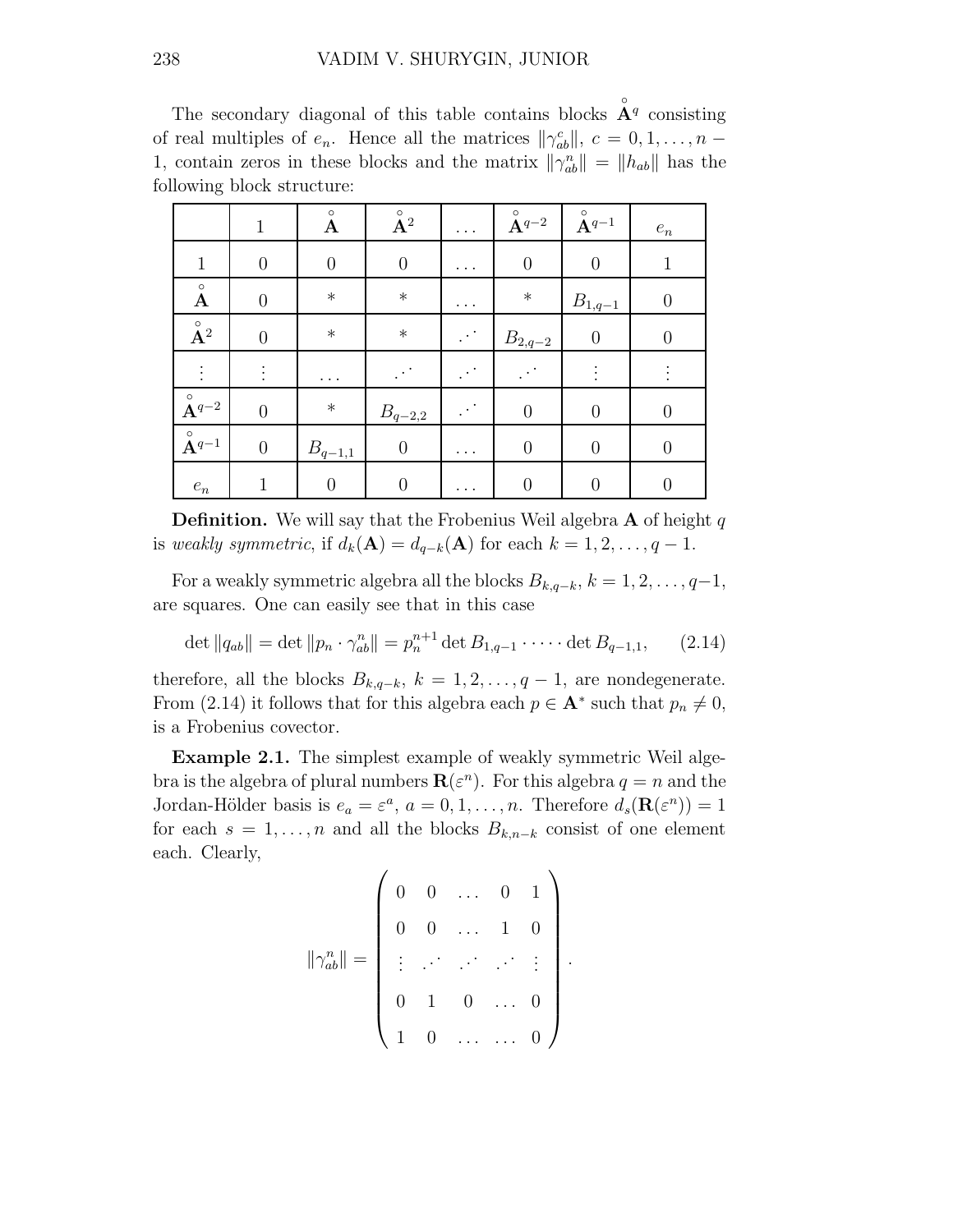The secondary diagonal of this table contains blocks $\overset{\circ}{\mathbf{A}}{}^q$ consisting of real multiples of $e_n$. Hence all the matrices $\|\gamma^c_{ab}\|$, $c = 0, 1, \ldots, n-1$, contain zeros in these blocks and the matrix $\|\gamma^n_{ab}\| = \|h_{ab}\|$ has the following block structure:

| | $1$ | $\overset{\circ}{\mathbf{A}}$ | $\overset{\circ}{\mathbf{A}}{}^2$ | $\ldots$ | $\overset{\circ}{\mathbf{A}}{}^{q-2}$ | $\overset{\circ}{\mathbf{A}}{}^{q-1}$ | $e_n$ |
|---|---|---|---|---|---|---|---|
| $1$ | $0$ | $0$ | $0$ | $\ldots$ | $0$ | $0$ | $1$ |
| $\overset{\circ}{\mathbf{A}}$ | $0$ | $*$ | $*$ | $\ldots$ | $*$ | $B_{1,q-1}$ | $0$ |
| $\overset{\circ}{\mathbf{A}}{}^2$ | $0$ | $*$ | $*$ | $\cdot^{\cdot^{\cdot}}$ | $B_{2,q-2}$ | $0$ | $0$ |
| $\vdots$ | $\vdots$ | $\ldots$ | $\cdot^{\cdot^{\cdot}}$ | $\cdot^{\cdot^{\cdot}}$ | $\cdot^{\cdot^{\cdot}}$ | $\vdots$ | $\vdots$ |
| $\overset{\circ}{\mathbf{A}}{}^{q-2}$ | $0$ | $*$ | $B_{q-2,2}$ | $\cdot^{\cdot^{\cdot}}$ | $0$ | $0$ | $0$ |
| $\overset{\circ}{\mathbf{A}}{}^{q-1}$ | $0$ | $B_{q-1,1}$ | $0$ | $\ldots$ | $0$ | $0$ | $0$ |
| $e_n$ | $1$ | $0$ | $0$ | $\ldots$ | $0$ | $0$ | $0$ |

**Definition.** We will say that the Frobenius Weil algebra $\mathbf{A}$ of height $q$ is *weakly symmetric*, if $d_k(\mathbf{A}) = d_{q-k}(\mathbf{A})$ for each $k = 1, 2, \ldots, q-1$.

For a weakly symmetric algebra all the blocks $B_{k,q-k}$, $k = 1, 2, \ldots, q-1$, are squares. One can easily see that in this case

$$\det \|q_{ab}\| = \det \|p_n \cdot \gamma^n_{ab}\| = p_n^{n+1} \det B_{1,q-1} \cdot \cdots \cdot \det B_{q-1,1}, \qquad (2.14)$$

therefore, all the blocks $B_{k,q-k}$, $k = 1, 2, \ldots, q-1$, are nondegenerate. From (2.14) it follows that for this algebra each $p \in \mathbf{A}^*$ such that $p_n \neq 0$, is a Frobenius covector.

**Example 2.1.** The simplest example of weakly symmetric Weil algebra is the algebra of plural numbers $\mathbf{R}(\varepsilon^n)$. For this algebra $q = n$ and the Jordan-Hölder basis is $e_a = \varepsilon^a$, $a = 0, 1, \ldots, n$. Therefore $d_s(\mathbf{R}(\varepsilon^n)) = 1$ for each $s = 1, \ldots, n$ and all the blocks $B_{k,n-k}$ consist of one element each. Clearly,

$$\|\gamma^n_{ab}\| = \begin{pmatrix} 0 & 0 & \ldots & 0 & 1 \\ 0 & 0 & \ldots & 1 & 0 \\ \vdots & \cdot^{\cdot^{\cdot}} & \cdot^{\cdot^{\cdot}} & \cdot^{\cdot^{\cdot}} & \vdots \\ 0 & 1 & 0 & \ldots & 0 \\ 1 & 0 & \ldots & \ldots & 0 \end{pmatrix}.$$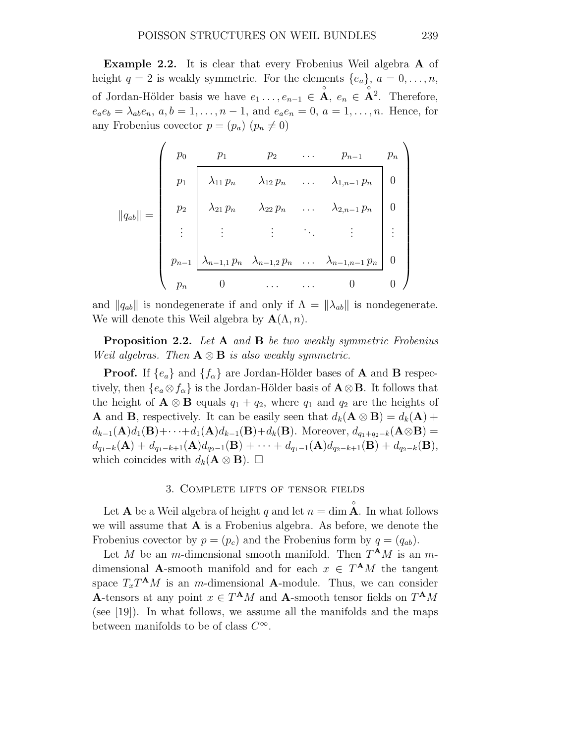**Example 2.2.** It is clear that every Frobenius Weil algebra $\mathbf{A}$ of height $q = 2$ is weakly symmetric. For the elements $\{e_a\}$, $a = 0, \dots, n$, of Jordan-Hölder basis we have $e_1 \dots, e_{n-1} \in \overset{\circ}{\mathbf{A}}$, $e_n \in \overset{\circ}{\mathbf{A}}^2$. Therefore, $e_a e_b = \lambda_{ab} e_n$, $a, b = 1, \dots, n-1$, and $e_a e_n = 0$, $a = 1, \dots, n$. Hence, for any Frobenius covector $p = (p_a)$ $(p_n \neq 0)$

$$\|q_{ab}\| = \begin{pmatrix} p_0 & p_1 & p_2 & \dots & p_{n-1} & p_n \\ p_1 & \lambda_{11}\, p_n & \lambda_{12}\, p_n & \dots & \lambda_{1,n-1}\, p_n & 0 \\ p_2 & \lambda_{21}\, p_n & \lambda_{22}\, p_n & \dots & \lambda_{2,n-1}\, p_n & 0 \\ \vdots & \vdots & \vdots & \ddots & \vdots & \vdots \\ p_{n-1} & \lambda_{n-1,1}\, p_n & \lambda_{n-1,2}\, p_n & \dots & \lambda_{n-1,n-1}\, p_n & 0 \\ p_n & 0 & \dots & \dots & 0 & 0 \end{pmatrix}$$

and $\|q_{ab}\|$ is nondegenerate if and only if $\Lambda = \|\lambda_{ab}\|$ is nondegenerate. We will denote this Weil algebra by $\mathbf{A}(\Lambda, n)$.

**Proposition 2.2.** *Let* $\mathbf{A}$ *and* $\mathbf{B}$ *be two weakly symmetric Frobenius Weil algebras. Then* $\mathbf{A} \otimes \mathbf{B}$ *is also weakly symmetric.*

**Proof.** If $\{e_a\}$ and $\{f_\alpha\}$ are Jordan-Hölder bases of $\mathbf{A}$ and $\mathbf{B}$ respectively, then $\{e_a \otimes f_\alpha\}$ is the Jordan-Hölder basis of $\mathbf{A} \otimes \mathbf{B}$. It follows that the height of $\mathbf{A} \otimes \mathbf{B}$ equals $q_1 + q_2$, where $q_1$ and $q_2$ are the heights of $\mathbf{A}$ and $\mathbf{B}$, respectively. It can be easily seen that $d_k(\mathbf{A} \otimes \mathbf{B}) = d_k(\mathbf{A}) + d_{k-1}(\mathbf{A}) d_1(\mathbf{B}) + \dots + d_1(\mathbf{A}) d_{k-1}(\mathbf{B}) + d_k(\mathbf{B})$. Moreover, $d_{q_1+q_2-k}(\mathbf{A} \otimes \mathbf{B}) = d_{q_1-k}(\mathbf{A}) + d_{q_1-k+1}(\mathbf{A}) d_{q_2-1}(\mathbf{B}) + \dots + d_{q_1-1}(\mathbf{A}) d_{q_2-k+1}(\mathbf{B}) + d_{q_2-k}(\mathbf{B})$, which coincides with $d_k(\mathbf{A} \otimes \mathbf{B})$. $\square$

## 3. Complete lifts of tensor fields

Let $\mathbf{A}$ be a Weil algebra of height $q$ and let $n = \dim \overset{\circ}{\mathbf{A}}$. In what follows we will assume that $\mathbf{A}$ is a Frobenius algebra. As before, we denote the Frobenius covector by $p = (p_c)$ and the Frobenius form by $q = (q_{ab})$.

Let $M$ be an $m$-dimensional smooth manifold. Then $T^{\mathbf{A}}M$ is an $m$-dimensional $\mathbf{A}$-smooth manifold and for each $x \in T^{\mathbf{A}}M$ the tangent space $T_x T^{\mathbf{A}}M$ is an $m$-dimensional $\mathbf{A}$-module. Thus, we can consider $\mathbf{A}$-tensors at any point $x \in T^{\mathbf{A}}M$ and $\mathbf{A}$-smooth tensor fields on $T^{\mathbf{A}}M$ (see [19]). In what follows, we assume all the manifolds and the maps between manifolds to be of class $C^\infty$.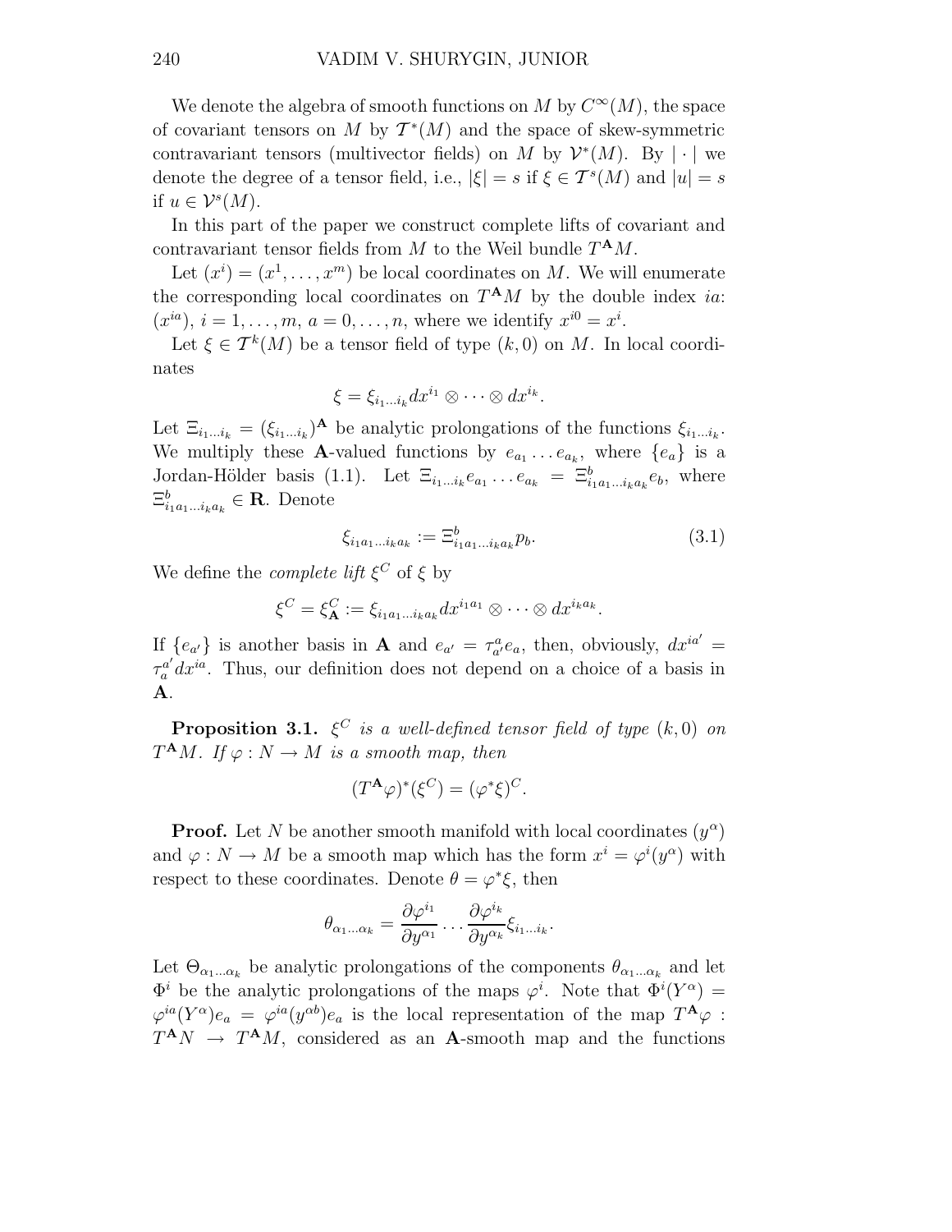We denote the algebra of smooth functions on $M$ by $C^\infty(M)$, the space of covariant tensors on $M$ by $\mathcal{T}^*(M)$ and the space of skew-symmetric contravariant tensors (multivector fields) on $M$ by $\mathcal{V}^*(M)$. By $|\cdot|$ we denote the degree of a tensor field, i.e., $|\xi| = s$ if $\xi \in \mathcal{T}^s(M)$ and $|u| = s$ if $u \in \mathcal{V}^s(M)$.

In this part of the paper we construct complete lifts of covariant and contravariant tensor fields from $M$ to the Weil bundle $T^{\mathbf{A}}M$.

Let $(x^i) = (x^1, \dots, x^m)$ be local coordinates on $M$. We will enumerate the corresponding local coordinates on $T^{\mathbf{A}}M$ by the double index $ia$: $(x^{ia})$, $i = 1, \dots, m$, $a = 0, \dots, n$, where we identify $x^{i0} = x^i$.

Let $\xi \in \mathcal{T}^k(M)$ be a tensor field of type $(k, 0)$ on $M$. In local coordinates

$$\xi = \xi_{i_1 \dots i_k} dx^{i_1} \otimes \dots \otimes dx^{i_k}.$$

Let $\Xi_{i_1 \dots i_k} = (\xi_{i_1 \dots i_k})^{\mathbf{A}}$ be analytic prolongations of the functions $\xi_{i_1 \dots i_k}$. We multiply these $\mathbf{A}$-valued functions by $e_{a_1} \dots e_{a_k}$, where $\{e_a\}$ is a Jordan-Hölder basis (1.1). Let $\Xi_{i_1 \dots i_k} e_{a_1} \dots e_{a_k} = \Xi^b_{i_1 a_1 \dots i_k a_k} e_b$, where $\Xi^b_{i_1 a_1 \dots i_k a_k} \in \mathbf{R}$. Denote

$$\xi_{i_1 a_1 \dots i_k a_k} := \Xi^b_{i_1 a_1 \dots i_k a_k} p_b. \tag{3.1}$$

We define the *complete lift* $\xi^C$ of $\xi$ by

$$\xi^C = \xi^C_{\mathbf{A}} := \xi_{i_1 a_1 \dots i_k a_k} dx^{i_1 a_1} \otimes \dots \otimes dx^{i_k a_k}.$$

If $\{e_{a'}\}$ is another basis in $\mathbf{A}$ and $e_{a'} = \tau^a_{a'} e_a$, then, obviously, $dx^{ia'} = \tau^{a'}_a dx^{ia}$. Thus, our definition does not depend on a choice of a basis in $\mathbf{A}$.

**Proposition 3.1.** *$\xi^C$ is a well-defined tensor field of type $(k, 0)$ on $T^{\mathbf{A}}M$. If $\varphi : N \to M$ is a smooth map, then*

$$(T^{\mathbf{A}}\varphi)^*(\xi^C) = (\varphi^*\xi)^C.$$

**Proof.** Let $N$ be another smooth manifold with local coordinates $(y^\alpha)$ and $\varphi : N \to M$ be a smooth map which has the form $x^i = \varphi^i(y^\alpha)$ with respect to these coordinates. Denote $\theta = \varphi^*\xi$, then

$$\theta_{\alpha_1 \dots \alpha_k} = \frac{\partial \varphi^{i_1}}{\partial y^{\alpha_1}} \dots \frac{\partial \varphi^{i_k}}{\partial y^{\alpha_k}} \xi_{i_1 \dots i_k}.$$

Let $\Theta_{\alpha_1 \dots \alpha_k}$ be analytic prolongations of the components $\theta_{\alpha_1 \dots \alpha_k}$ and let $\Phi^i$ be the analytic prolongations of the maps $\varphi^i$. Note that $\Phi^i(Y^\alpha) = \varphi^{ia}(Y^\alpha) e_a = \varphi^{ia}(y^{\alpha b}) e_a$ is the local representation of the map $T^{\mathbf{A}}\varphi : T^{\mathbf{A}}N \to T^{\mathbf{A}}M$, considered as an $\mathbf{A}$-smooth map and the functions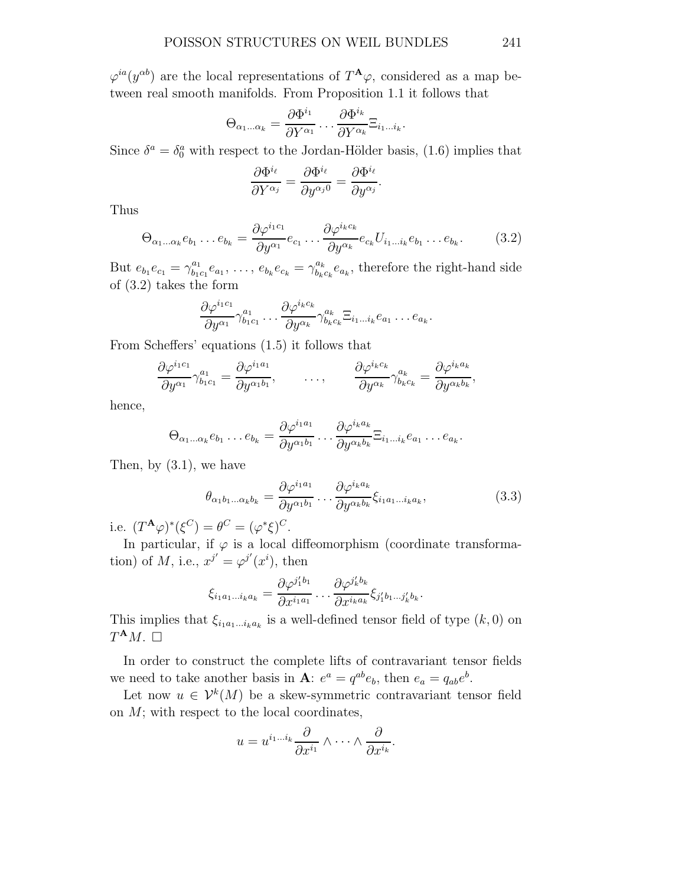$\varphi^{ia}(y^{\alpha b})$ are the local representations of $T^{\mathbf{A}}\varphi$, considered as a map between real smooth manifolds. From Proposition 1.1 it follows that

$$\Theta_{\alpha_1\ldots\alpha_k} = \frac{\partial\Phi^{i_1}}{\partial Y^{\alpha_1}}\cdots\frac{\partial\Phi^{i_k}}{\partial Y^{\alpha_k}}\Xi_{i_1\ldots i_k}.$$

Since $\delta^a = \delta^a_0$ with respect to the Jordan-Hölder basis, (1.6) implies that

$$\frac{\partial\Phi^{i_\ell}}{\partial Y^{\alpha_j}} = \frac{\partial\Phi^{i_\ell}}{\partial y^{\alpha_j 0}} = \frac{\partial\Phi^{i_\ell}}{\partial y^{\alpha_j}}.$$

Thus

$$\Theta_{\alpha_1\ldots\alpha_k}e_{b_1}\ldots e_{b_k} = \frac{\partial\varphi^{i_1c_1}}{\partial y^{\alpha_1}}e_{c_1}\ldots\frac{\partial\varphi^{i_kc_k}}{\partial y^{\alpha_k}}e_{c_k}U_{i_1\ldots i_k}e_{b_1}\ldots e_{b_k}. \tag{3.2}$$

But $e_{b_1}e_{c_1} = \gamma^{a_1}_{b_1c_1}e_{a_1}$, …, $e_{b_k}e_{c_k} = \gamma^{a_k}_{b_kc_k}e_{a_k}$, therefore the right-hand side of (3.2) takes the form

$$\frac{\partial\varphi^{i_1c_1}}{\partial y^{\alpha_1}}\gamma^{a_1}_{b_1c_1}\ldots\frac{\partial\varphi^{i_kc_k}}{\partial y^{\alpha_k}}\gamma^{a_k}_{b_kc_k}\Xi_{i_1\ldots i_k}e_{a_1}\ldots e_{a_k}.$$

From Scheffers' equations (1.5) it follows that

$$\frac{\partial\varphi^{i_1c_1}}{\partial y^{\alpha_1}}\gamma^{a_1}_{b_1c_1} = \frac{\partial\varphi^{i_1a_1}}{\partial y^{\alpha_1b_1}}, \qquad \ldots, \qquad \frac{\partial\varphi^{i_kc_k}}{\partial y^{\alpha_k}}\gamma^{a_k}_{b_kc_k} = \frac{\partial\varphi^{i_ka_k}}{\partial y^{\alpha_kb_k}},$$

hence,

$$\Theta_{\alpha_1\ldots\alpha_k}e_{b_1}\ldots e_{b_k} = \frac{\partial\varphi^{i_1a_1}}{\partial y^{\alpha_1b_1}}\ldots\frac{\partial\varphi^{i_ka_k}}{\partial y^{\alpha_kb_k}}\Xi_{i_1\ldots i_k}e_{a_1}\ldots e_{a_k}.$$

Then, by (3.1), we have

$$\theta_{\alpha_1b_1\ldots\alpha_kb_k} = \frac{\partial\varphi^{i_1a_1}}{\partial y^{\alpha_1b_1}}\ldots\frac{\partial\varphi^{i_ka_k}}{\partial y^{\alpha_kb_k}}\xi_{i_1a_1\ldots i_ka_k}, \tag{3.3}$$

i.e. $(T^{\mathbf{A}}\varphi)^*(\xi^C) = \theta^C = (\varphi^*\xi)^C$.

In particular, if $\varphi$ is a local diffeomorphism (coordinate transformation) of $M$, i.e., $x^{j'} = \varphi^{j'}(x^i)$, then

$$\xi_{i_1a_1\ldots i_ka_k} = \frac{\partial\varphi^{j_1'b_1}}{\partial x^{i_1a_1}}\ldots\frac{\partial\varphi^{j_k'b_k}}{\partial x^{i_ka_k}}\xi_{j_1'b_1\ldots j_k'b_k}.$$

This implies that $\xi_{i_1a_1\ldots i_ka_k}$ is a well-defined tensor field of type $(k,0)$ on $T^{\mathbf{A}}M$. □

In order to construct the complete lifts of contravariant tensor fields we need to take another basis in $\mathbf{A}$: $e^a = q^{ab}e_b$, then $e_a = q_{ab}e^b$.

Let now $u \in \mathcal{V}^k(M)$ be a skew-symmetric contravariant tensor field on $M$; with respect to the local coordinates,

$$u = u^{i_1\ldots i_k}\frac{\partial}{\partial x^{i_1}}\wedge\cdots\wedge\frac{\partial}{\partial x^{i_k}}.$$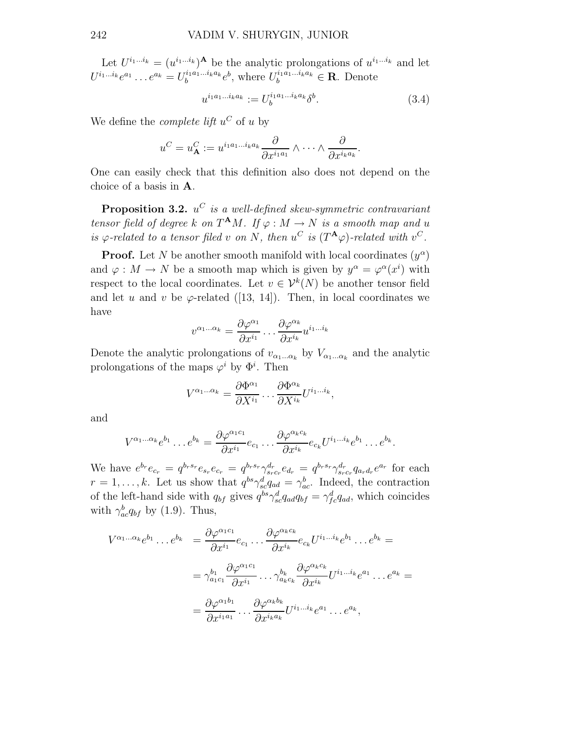Let $U^{i_1\dots i_k} = (u^{i_1\dots i_k})^{\mathbf{A}}$ be the analytic prolongations of $u^{i_1\dots i_k}$ and let $U^{i_1\dots i_k} e^{a_1} \dots e^{a_k} = U_b^{i_1 a_1 \dots i_k a_k} e^b$, where $U_b^{i_1 a_1 \dots i_k a_k} \in \mathbf{R}$. Denote

$$u^{i_1 a_1 \dots i_k a_k} := U_b^{i_1 a_1 \dots i_k a_k} \delta^b. \tag{3.4}$$

We define the *complete lift* $u^C$ of $u$ by

$$u^C = u^C_{\mathbf{A}} := u^{i_1 a_1 \dots i_k a_k} \frac{\partial}{\partial x^{i_1 a_1}} \wedge \dots \wedge \frac{\partial}{\partial x^{i_k a_k}}.$$

One can easily check that this definition also does not depend on the choice of a basis in $\mathbf{A}$.

**Proposition 3.2.** *$u^C$ is a well-defined skew-symmetric contravariant tensor field of degree $k$ on $T^{\mathbf{A}}M$. If $\varphi : M \to N$ is a smooth map and $u$ is $\varphi$-related to a tensor filed $v$ on $N$, then $u^C$ is $(T^{\mathbf{A}}\varphi)$-related with $v^C$.*

**Proof.** Let $N$ be another smooth manifold with local coordinates $(y^\alpha)$ and $\varphi : M \to N$ be a smooth map which is given by $y^\alpha = \varphi^\alpha(x^i)$ with respect to the local coordinates. Let $v \in \mathcal{V}^k(N)$ be another tensor field and let $u$ and $v$ be $\varphi$-related ([13, 14]). Then, in local coordinates we have

$$v^{\alpha_1 \dots \alpha_k} = \frac{\partial \varphi^{\alpha_1}}{\partial x^{i_1}} \dots \frac{\partial \varphi^{\alpha_k}}{\partial x^{i_k}} u^{i_1 \dots i_k}$$

Denote the analytic prolongations of $v_{\alpha_1 \dots \alpha_k}$ by $V_{\alpha_1 \dots \alpha_k}$ and the analytic prolongations of the maps $\varphi^i$ by $\Phi^i$. Then

$$V^{\alpha_1 \dots \alpha_k} = \frac{\partial \Phi^{\alpha_1}}{\partial X^{i_1}} \dots \frac{\partial \Phi^{\alpha_k}}{\partial X^{i_k}} U^{i_1 \dots i_k},$$

and

$$V^{\alpha_1 \dots \alpha_k} e^{b_1} \dots e^{b_k} = \frac{\partial \varphi^{\alpha_1 c_1}}{\partial x^{i_1}} e_{c_1} \dots \frac{\partial \varphi^{\alpha_k c_k}}{\partial x^{i_k}} e_{c_k} U^{i_1 \dots i_k} e^{b_1} \dots e^{b_k}.$$

We have $e^{b_r} e_{c_r} = q^{b_r s_r} e_{s_r} e_{c_r} = q^{b_r s_r} \gamma^{d_r}_{s_r c_r} e_{d_r} = q^{b_r s_r} \gamma^{d_r}_{s_r c_r} q_{a_r d_r} e^{a_r}$ for each $r = 1, \dots, k$. Let us show that $q^{bs} \gamma^d_{sc} q_{ad} = \gamma^b_{ac}$. Indeed, the contraction of the left-hand side with $q_{bf}$ gives $q^{bs} \gamma^d_{sc} q_{ad} q_{bf} = \gamma^d_{fc} q_{ad}$, which coincides with $\gamma^b_{ac} q_{bf}$ by (1.9). Thus,

$$\begin{aligned}
V^{\alpha_1 \dots \alpha_k} e^{b_1} \dots e^{b_k} &= \frac{\partial \varphi^{\alpha_1 c_1}}{\partial x^{i_1}} e_{c_1} \dots \frac{\partial \varphi^{\alpha_k c_k}}{\partial x^{i_k}} e_{c_k} U^{i_1 \dots i_k} e^{b_1} \dots e^{b_k} = \\
&= \gamma^{b_1}_{a_1 c_1} \frac{\partial \varphi^{\alpha_1 c_1}}{\partial x^{i_1}} \dots \gamma^{b_k}_{a_k c_k} \frac{\partial \varphi^{\alpha_k c_k}}{\partial x^{i_k}} U^{i_1 \dots i_k} e^{a_1} \dots e^{a_k} = \\
&= \frac{\partial \varphi^{\alpha_1 b_1}}{\partial x^{i_1 a_1}} \dots \frac{\partial \varphi^{\alpha_k b_k}}{\partial x^{i_k a_k}} U^{i_1 \dots i_k} e^{a_1} \dots e^{a_k},
\end{aligned}$$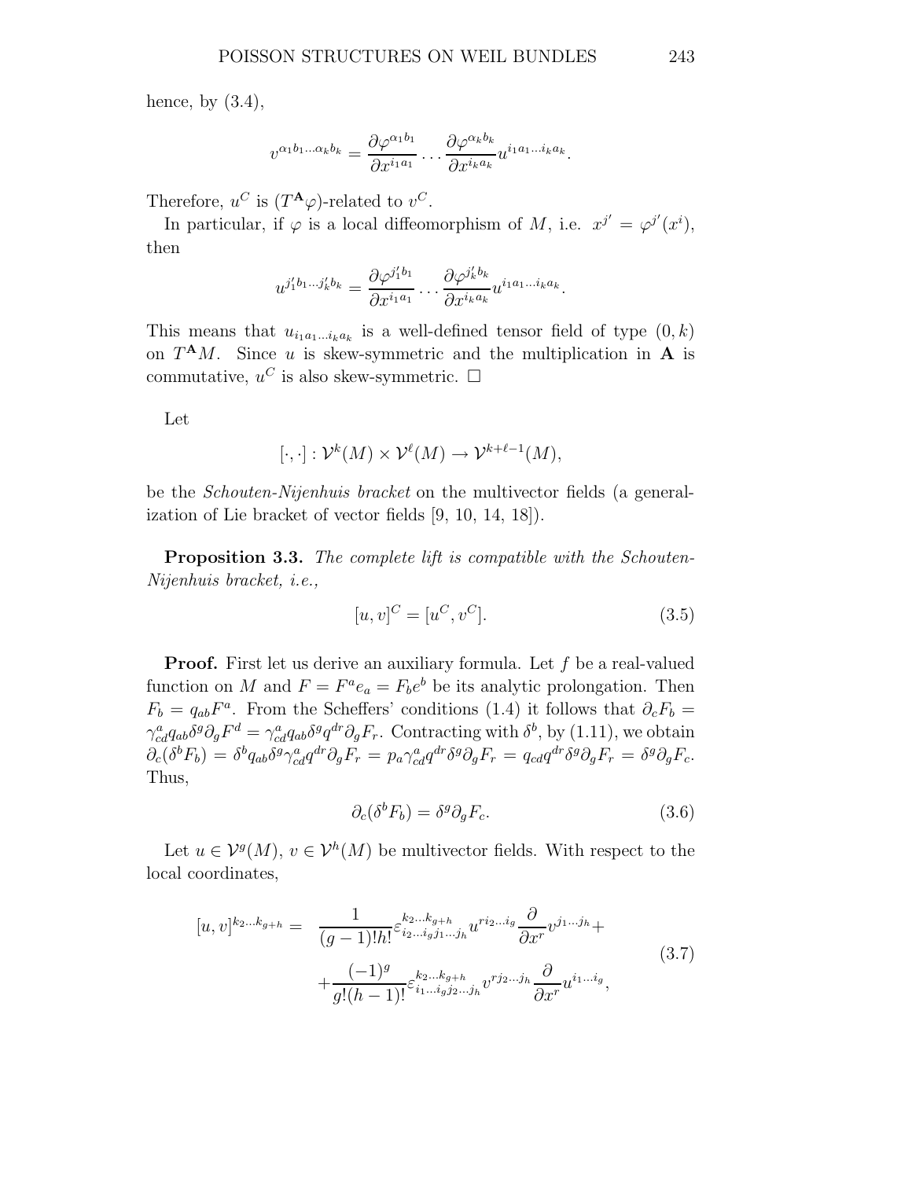hence, by (3.4),

$$v^{\alpha_1 b_1 \ldots \alpha_k b_k} = \frac{\partial \varphi^{\alpha_1 b_1}}{\partial x^{i_1 a_1}} \cdots \frac{\partial \varphi^{\alpha_k b_k}}{\partial x^{i_k a_k}} u^{i_1 a_1 \ldots i_k a_k}.$$

Therefore, $u^C$ is $(T^{\mathbf{A}}\varphi)$-related to $v^C$.

In particular, if $\varphi$ is a local diffeomorphism of $M$, i.e. $x^{j'} = \varphi^{j'}(x^i)$, then

$$u^{j'_1 b_1 \ldots j'_k b_k} = \frac{\partial \varphi^{j'_1 b_1}}{\partial x^{i_1 a_1}} \cdots \frac{\partial \varphi^{j'_k b_k}}{\partial x^{i_k a_k}} u^{i_1 a_1 \ldots i_k a_k}.$$

This means that $u_{i_1 a_1 \ldots i_k a_k}$ is a well-defined tensor field of type $(0, k)$ on $T^{\mathbf{A}}M$. Since $u$ is skew-symmetric and the multiplication in $\mathbf{A}$ is commutative, $u^C$ is also skew-symmetric. $\square$

Let

$$[\cdot, \cdot] : \mathcal{V}^k(M) \times \mathcal{V}^\ell(M) \to \mathcal{V}^{k+\ell-1}(M),$$

be the *Schouten-Nijenhuis bracket* on the multivector fields (a generalization of Lie bracket of vector fields [9, 10, 14, 18]).

**Proposition 3.3.** *The complete lift is compatible with the Schouten-Nijenhuis bracket, i.e.,*

$$[u, v]^C = [u^C, v^C]. \tag{3.5}$$

**Proof.** First let us derive an auxiliary formula. Let $f$ be a real-valued function on $M$ and $F = F^a e_a = F_b e^b$ be its analytic prolongation. Then $F_b = q_{ab} F^a$. From the Scheffers' conditions (1.4) it follows that $\partial_c F_b = \gamma^a_{cd} q_{ab} \delta^g \partial_g F^d = \gamma^a_{cd} q_{ab} \delta^g q^{dr} \partial_g F_r$. Contracting with $\delta^b$, by (1.11), we obtain $\partial_c(\delta^b F_b) = \delta^b q_{ab} \delta^g \gamma^a_{cd} q^{dr} \partial_g F_r = p_a \gamma^a_{cd} q^{dr} \delta^g \partial_g F_r = q_{cd} q^{dr} \delta^g \partial_g F_r = \delta^g \partial_g F_c$. Thus,

$$\partial_c(\delta^b F_b) = \delta^g \partial_g F_c. \tag{3.6}$$

Let $u \in \mathcal{V}^g(M)$, $v \in \mathcal{V}^h(M)$ be multivector fields. With respect to the local coordinates,

$$\begin{aligned} [u, v]^{k_2 \ldots k_{g+h}} = \; & \frac{1}{(g-1)!h!} \varepsilon^{k_2 \ldots k_{g+h}}_{i_2 \ldots i_g j_1 \ldots j_h} u^{r i_2 \ldots i_g} \frac{\partial}{\partial x^r} v^{j_1 \ldots j_h} + \\ & + \frac{(-1)^g}{g!(h-1)!} \varepsilon^{k_2 \ldots k_{g+h}}_{i_1 \ldots i_g j_2 \ldots j_h} v^{r j_2 \ldots j_h} \frac{\partial}{\partial x^r} u^{i_1 \ldots i_g}, \end{aligned} \tag{3.7}$$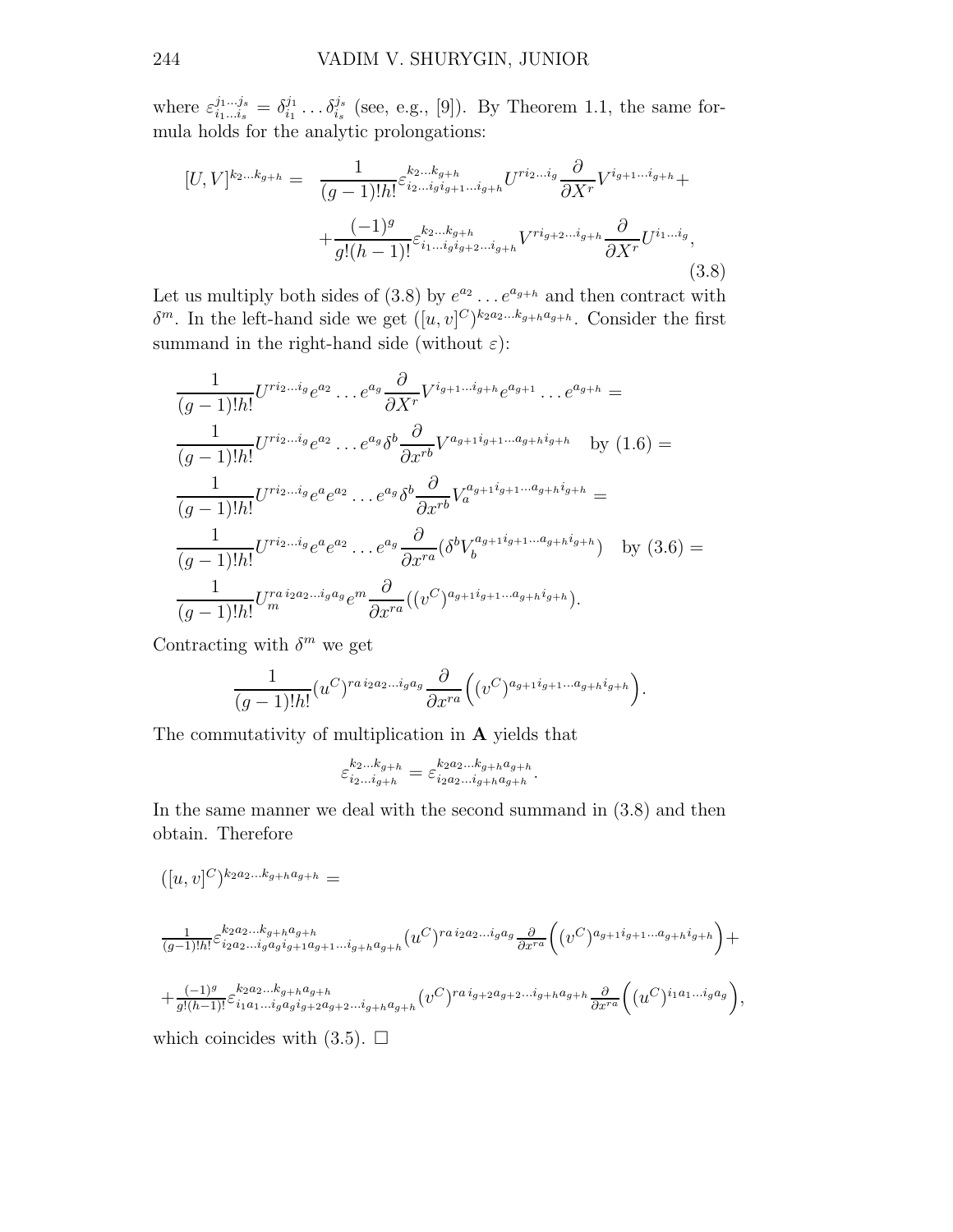where $\varepsilon^{j_1\dots j_s}_{i_1\dots i_s} = \delta^{j_1}_{i_1}\dots\delta^{j_s}_{i_s}$ (see, e.g., [9]). By Theorem 1.1, the same formula holds for the analytic prolongations:

$$
\begin{aligned}
[U,V]^{k_2\dots k_{g+h}} = \ & \frac{1}{(g-1)!h!}\varepsilon^{k_2\dots k_{g+h}}_{i_2\dots i_g i_{g+1}\dots i_{g+h}} U^{r i_2\dots i_g}\frac{\partial}{\partial X^r}V^{i_{g+1}\dots i_{g+h}} + \\
& + \frac{(-1)^g}{g!(h-1)!}\varepsilon^{k_2\dots k_{g+h}}_{i_1\dots i_g i_{g+2}\dots i_{g+h}} V^{r i_{g+2}\dots i_{g+h}}\frac{\partial}{\partial X^r}U^{i_1\dots i_g},
\end{aligned}
\tag{3.8}
$$

Let us multiply both sides of (3.8) by $e^{a_2}\dots e^{a_{g+h}}$ and then contract with $\delta^m$. In the left-hand side we get $([u,v]^C)^{k_2 a_2\dots k_{g+h}a_{g+h}}$. Consider the first summand in the right-hand side (without $\varepsilon$):

$$
\begin{aligned}
&\frac{1}{(g-1)!h!}U^{r i_2\dots i_g}e^{a_2}\dots e^{a_g}\frac{\partial}{\partial X^r}V^{i_{g+1}\dots i_{g+h}}e^{a_{g+1}}\dots e^{a_{g+h}} = \\
&\frac{1}{(g-1)!h!}U^{r i_2\dots i_g}e^{a_2}\dots e^{a_g}\delta^b\frac{\partial}{\partial x^{rb}}V^{a_{g+1}i_{g+1}\dots a_{g+h}i_{g+h}} \quad \text{by (1.6)} = \\
&\frac{1}{(g-1)!h!}U^{r i_2\dots i_g}e^{a}e^{a_2}\dots e^{a_g}\delta^b\frac{\partial}{\partial x^{rb}}V_a^{a_{g+1}i_{g+1}\dots a_{g+h}i_{g+h}} = \\
&\frac{1}{(g-1)!h!}U^{r i_2\dots i_g}e^{a}e^{a_2}\dots e^{a_g}\frac{\partial}{\partial x^{ra}}(\delta^b V_b^{a_{g+1}i_{g+1}\dots a_{g+h}i_{g+h}}) \quad \text{by (3.6)} = \\
&\frac{1}{(g-1)!h!}U_m^{ra\, i_2 a_2\dots i_g a_g}e^m\frac{\partial}{\partial x^{ra}}((v^C)^{a_{g+1}i_{g+1}\dots a_{g+h}i_{g+h}}).
\end{aligned}
$$

Contracting with $\delta^m$ we get

$$
\frac{1}{(g-1)!h!}(u^C)^{ra\, i_2 a_2\dots i_g a_g}\frac{\partial}{\partial x^{ra}}\Big((v^C)^{a_{g+1}i_{g+1}\dots a_{g+h}i_{g+h}}\Big).
$$

The commutativity of multiplication in $\mathbf{A}$ yields that

$$
\varepsilon^{k_2\dots k_{g+h}}_{i_2\dots i_{g+h}} = \varepsilon^{k_2 a_2\dots k_{g+h}a_{g+h}}_{i_2 a_2\dots i_{g+h}a_{g+h}}.
$$

In the same manner we deal with the second summand in (3.8) and then obtain. Therefore

$$
\begin{aligned}
&([u,v]^C)^{k_2 a_2\dots k_{g+h}a_{g+h}} = \\
&\tfrac{1}{(g-1)!h!}\varepsilon^{k_2 a_2\dots k_{g+h}a_{g+h}}_{i_2 a_2\dots i_g a_g i_{g+1}a_{g+1}\dots i_{g+h}a_{g+h}}(u^C)^{ra\, i_2 a_2\dots i_g a_g}\tfrac{\partial}{\partial x^{ra}}\Big((v^C)^{a_{g+1}i_{g+1}\dots a_{g+h}i_{g+h}}\Big) + \\
&+\tfrac{(-1)^g}{g!(h-1)!}\varepsilon^{k_2 a_2\dots k_{g+h}a_{g+h}}_{i_1 a_1\dots i_g a_g i_{g+2}a_{g+2}\dots i_{g+h}a_{g+h}}(v^C)^{ra\, i_{g+2}a_{g+2}\dots i_{g+h}a_{g+h}}\tfrac{\partial}{\partial x^{ra}}\Big((u^C)^{i_1 a_1\dots i_g a_g}\Big),
\end{aligned}
$$

which coincides with (3.5). $\square$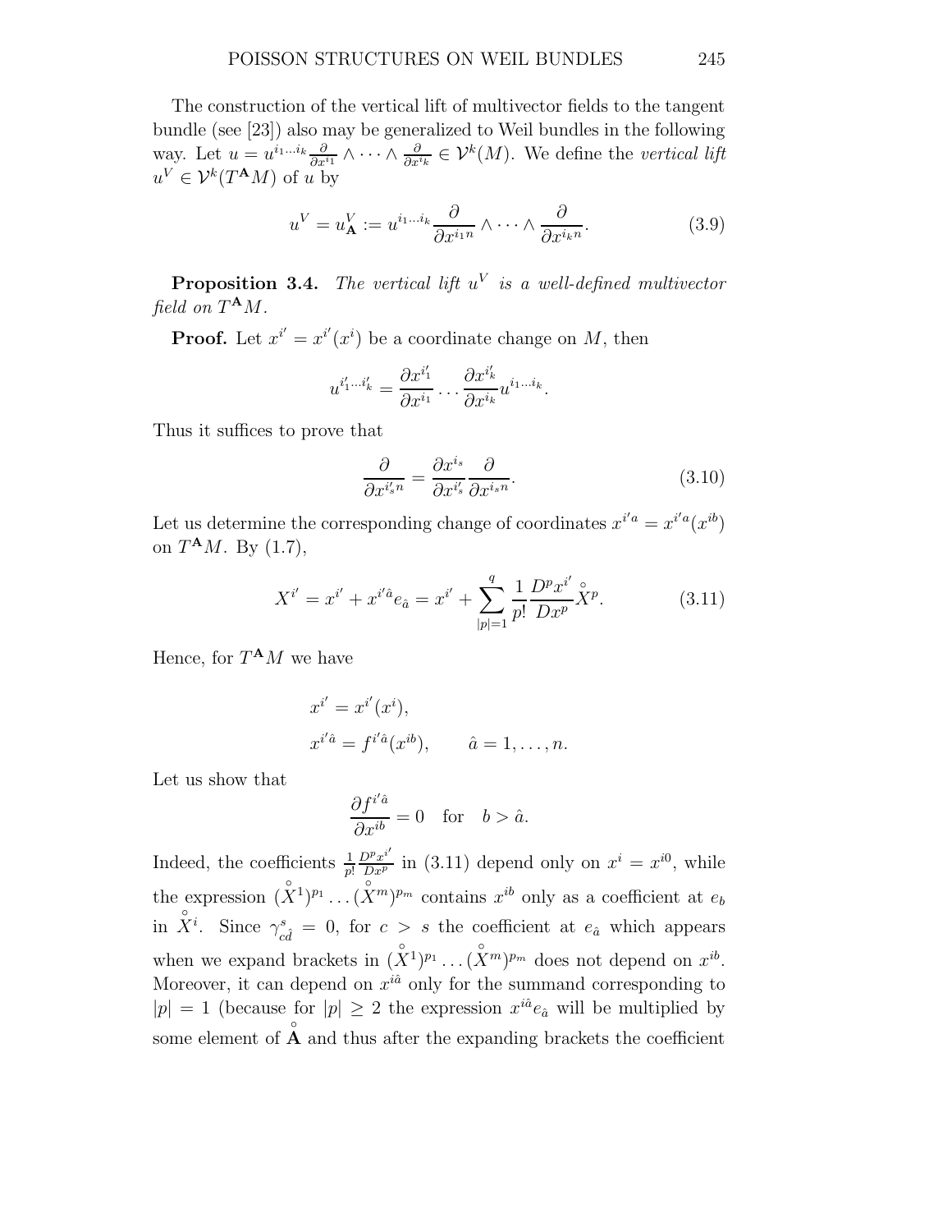The construction of the vertical lift of multivector fields to the tangent bundle (see [23]) also may be generalized to Weil bundles in the following way. Let $u = u^{i_1\dots i_k}\frac{\partial}{\partial x^{i_1}} \wedge \dots \wedge \frac{\partial}{\partial x^{i_k}} \in \mathcal{V}^k(M)$. We define the *vertical lift* $u^V \in \mathcal{V}^k(T^{\mathbf{A}}M)$ of $u$ by

$$u^V = u^V_{\mathbf{A}} := u^{i_1\dots i_k}\frac{\partial}{\partial x^{i_1 n}} \wedge \dots \wedge \frac{\partial}{\partial x^{i_k n}}. \tag{3.9}$$

**Proposition 3.4.** *The vertical lift $u^V$ is a well-defined multivector field on $T^{\mathbf{A}}M$.*

**Proof.** Let $x^{i'} = x^{i'}(x^i)$ be a coordinate change on $M$, then

$$u^{i'_1\dots i'_k} = \frac{\partial x^{i'_1}}{\partial x^{i_1}} \cdots \frac{\partial x^{i'_k}}{\partial x^{i_k}} u^{i_1\dots i_k}.$$

Thus it suffices to prove that

$$\frac{\partial}{\partial x^{i'_s n}} = \frac{\partial x^{i_s}}{\partial x^{i'_s}}\frac{\partial}{\partial x^{i_s n}}. \tag{3.10}$$

Let us determine the corresponding change of coordinates $x^{i'a} = x^{i'a}(x^{ib})$ on $T^{\mathbf{A}}M$. By (1.7),

$$X^{i'} = x^{i'} + x^{i'\hat{a}}e_{\hat{a}} = x^{i'} + \sum_{|p|=1}^{q} \frac{1}{p!}\frac{D^p x^{i'}}{Dx^p}\mathring{X}^p. \tag{3.11}$$

Hence, for $T^{\mathbf{A}}M$ we have

$$\begin{aligned} x^{i'} &= x^{i'}(x^i), \\ x^{i'\hat{a}} &= f^{i'\hat{a}}(x^{ib}), \qquad \hat{a} = 1, \dots, n. \end{aligned}$$

Let us show that

$$\frac{\partial f^{i'\hat{a}}}{\partial x^{ib}} = 0 \quad \text{for} \quad b > \hat{a}.$$

Indeed, the coefficients $\frac{1}{p!}\frac{D^p x^{i'}}{Dx^p}$ in (3.11) depend only on $x^i = x^{i0}$, while the expression $(\mathring{X}^1)^{p_1}\dots(\mathring{X}^m)^{p_m}$ contains $x^{ib}$ only as a coefficient at $e_b$ in $\mathring{X}^i$. Since $\gamma^s_{c\hat{d}} = 0$, for $c > s$ the coefficient at $e_{\hat{a}}$ which appears when we expand brackets in $(\mathring{X}^1)^{p_1}\dots(\mathring{X}^m)^{p_m}$ does not depend on $x^{ib}$. Moreover, it can depend on $x^{i\hat{a}}$ only for the summand corresponding to $|p| = 1$ (because for $|p| \geq 2$ the expression $x^{i\hat{a}}e_{\hat{a}}$ will be multiplied by some element of $\mathring{\mathbf{A}}$ and thus after the expanding brackets the coefficient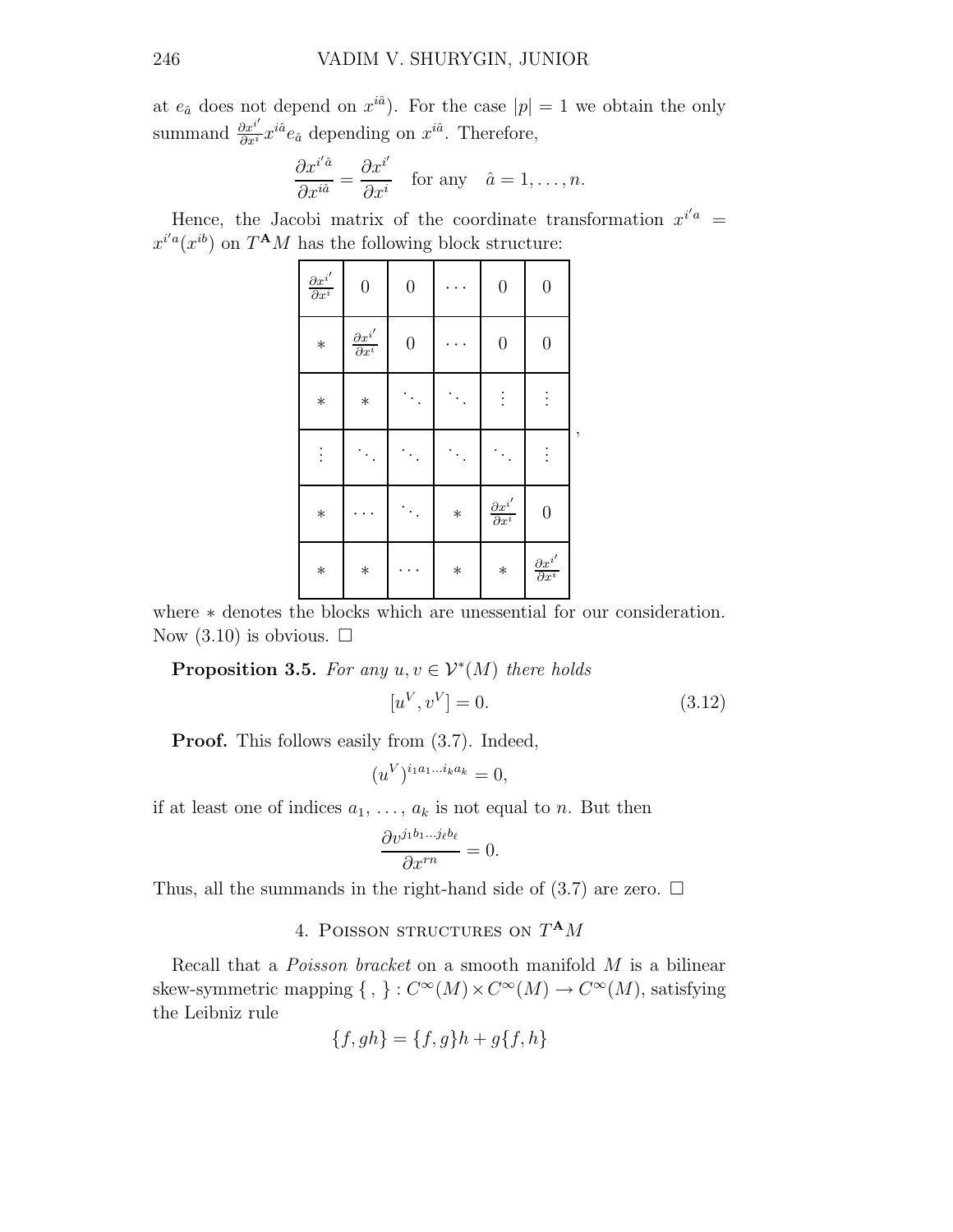at $e_{\hat{a}}$ does not depend on $x^{i\hat{a}}$). For the case $|p| = 1$ we obtain the only summand $\frac{\partial x^{i'}}{\partial x^i} x^{i\hat{a}} e_{\hat{a}}$ depending on $x^{i\hat{a}}$. Therefore,

$$\frac{\partial x^{i'\hat{a}}}{\partial x^{i\hat{a}}} = \frac{\partial x^{i'}}{\partial x^i} \quad \text{for any} \quad \hat{a} = 1, \dots, n.$$

Hence, the Jacobi matrix of the coordinate transformation $x^{i'a} = x^{i'a}(x^{ib})$ on $T^{\mathbf{A}}M$ has the following block structure:

$$\begin{array}{|c|c|c|c|c|c|}
\hline
\frac{\partial x^{i'}}{\partial x^i} & 0 & 0 & \cdots & 0 & 0 \\
\hline
* & \frac{\partial x^{i'}}{\partial x^i} & 0 & \cdots & 0 & 0 \\
\hline
* & * & \ddots & \ddots & \vdots & \vdots \\
\hline
\vdots & \ddots & \ddots & \ddots & \ddots & \vdots \\
\hline
* & \cdots & \ddots & * & \frac{\partial x^{i'}}{\partial x^i} & 0 \\
\hline
* & * & \cdots & * & * & \frac{\partial x^{i'}}{\partial x^i} \\
\hline
\end{array},$$

where $*$ denotes the blocks which are unessential for our consideration. Now (3.10) is obvious. □

**Proposition 3.5.** *For any $u, v \in \mathcal{V}^*(M)$ there holds*

$$[u^V, v^V] = 0. \tag{3.12}$$

**Proof.** This follows easily from (3.7). Indeed,

$$(u^V)^{i_1 a_1 \dots i_k a_k} = 0,$$

if at least one of indices $a_1, \dots, a_k$ is not equal to $n$. But then

$$\frac{\partial v^{j_1 b_1 \dots j_\ell b_\ell}}{\partial x^{rn}} = 0.$$

Thus, all the summands in the right-hand side of (3.7) are zero. □

## 4. Poisson structures on $T^{\mathbf{A}}M$

Recall that a *Poisson bracket* on a smooth manifold $M$ is a bilinear skew-symmetric mapping $\{\ ,\ \} : C^\infty(M) \times C^\infty(M) \to C^\infty(M)$, satisfying the Leibniz rule

$$\{f, gh\} = \{f, g\}h + g\{f, h\}$$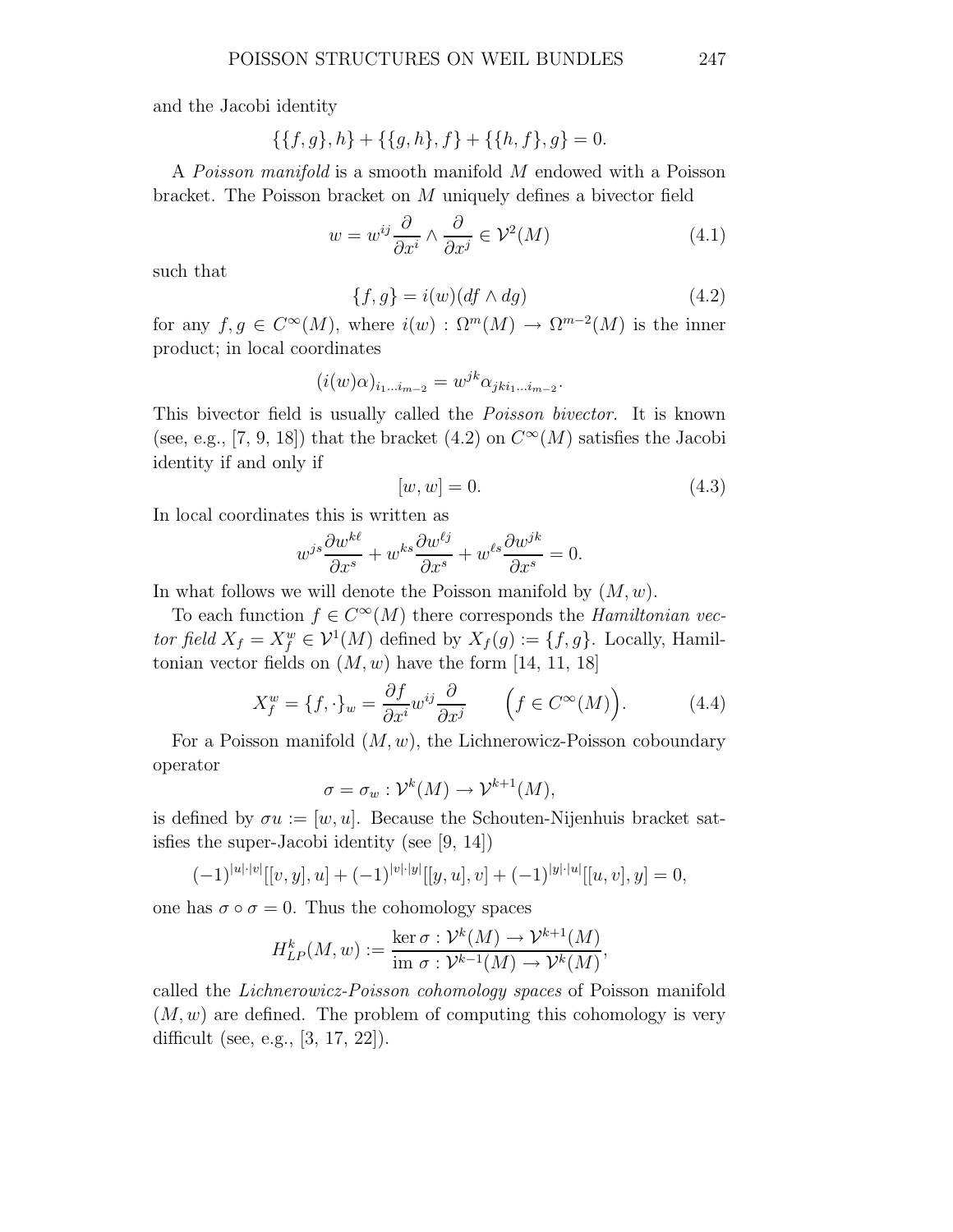and the Jacobi identity

$$\{\{f,g\},h\}+\{\{g,h\},f\}+\{\{h,f\},g\}=0.$$

A *Poisson manifold* is a smooth manifold $M$ endowed with a Poisson bracket. The Poisson bracket on $M$ uniquely defines a bivector field

$$w = w^{ij}\frac{\partial}{\partial x^i}\wedge\frac{\partial}{\partial x^j}\in \mathcal{V}^2(M) \tag{4.1}$$

such that

$$\{f,g\} = i(w)(df\wedge dg) \tag{4.2}$$

for any $f,g\in C^\infty(M)$, where $i(w):\Omega^m(M)\to\Omega^{m-2}(M)$ is the inner product; in local coordinates

$$(i(w)\alpha)_{i_1\dots i_{m-2}} = w^{jk}\alpha_{jki_1\dots i_{m-2}}.$$

This bivector field is usually called the *Poisson bivector.* It is known (see, e.g., [7, 9, 18]) that the bracket (4.2) on $C^\infty(M)$ satisfies the Jacobi identity if and only if

$$[w,w]=0. \tag{4.3}$$

In local coordinates this is written as

$$w^{js}\frac{\partial w^{k\ell}}{\partial x^s}+w^{ks}\frac{\partial w^{\ell j}}{\partial x^s}+w^{\ell s}\frac{\partial w^{jk}}{\partial x^s}=0.$$

In what follows we will denote the Poisson manifold by $(M,w)$.

To each function $f\in C^\infty(M)$ there corresponds the *Hamiltonian vector field* $X_f = X_f^w\in\mathcal{V}^1(M)$ defined by $X_f(g):=\{f,g\}$. Locally, Hamiltonian vector fields on $(M,w)$ have the form [14, 11, 18]

$$X_f^w = \{f,\cdot\}_w = \frac{\partial f}{\partial x^i}w^{ij}\frac{\partial}{\partial x^j}\qquad \Big(f\in C^\infty(M)\Big). \tag{4.4}$$

For a Poisson manifold $(M,w)$, the Lichnerowicz-Poisson coboundary operator

$$\sigma=\sigma_w:\mathcal{V}^k(M)\to\mathcal{V}^{k+1}(M),$$

is defined by $\sigma u := [w,u]$. Because the Schouten-Nijenhuis bracket satisfies the super-Jacobi identity (see [9, 14])

$$(-1)^{|u|\cdot|v|}[[v,y],u]+(-1)^{|v|\cdot|y|}[[y,u],v]+(-1)^{|y|\cdot|u|}[[u,v],y]=0,$$

one has $\sigma\circ\sigma=0$. Thus the cohomology spaces

$$H^k_{LP}(M,w):=\frac{\ker\sigma:\mathcal{V}^k(M)\to\mathcal{V}^{k+1}(M)}{\operatorname{im}\,\sigma:\mathcal{V}^{k-1}(M)\to\mathcal{V}^k(M)},$$

called the *Lichnerowicz-Poisson cohomology spaces* of Poisson manifold $(M,w)$ are defined. The problem of computing this cohomology is very difficult (see, e.g., [3, 17, 22]).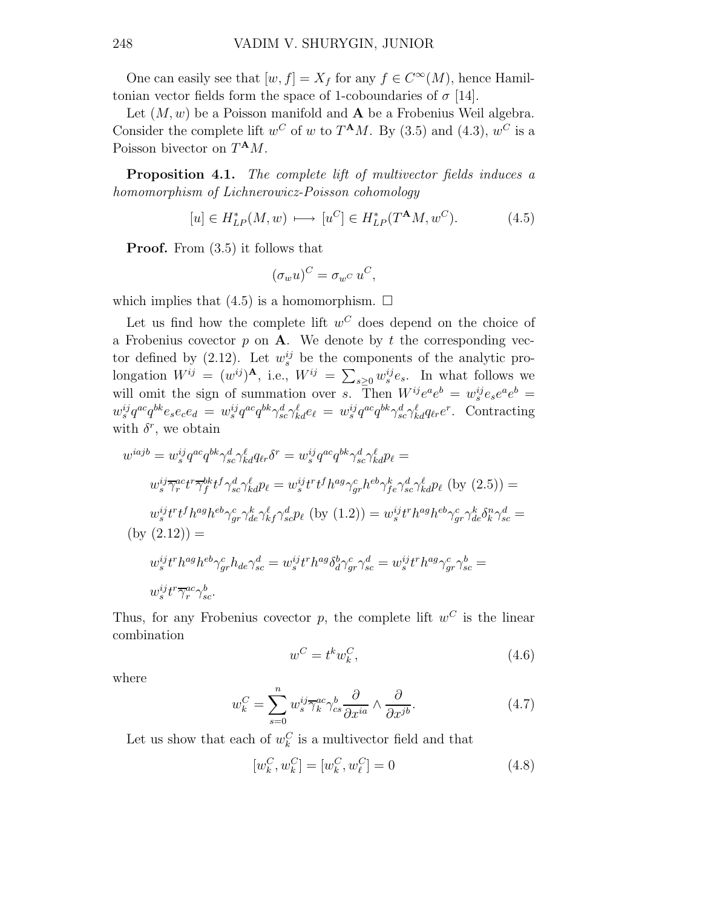One can easily see that $[w, f] = X_f$ for any $f \in C^\infty(M)$, hence Hamiltonian vector fields form the space of 1-coboundaries of $\sigma$ [14].

Let $(M, w)$ be a Poisson manifold and $\mathbf{A}$ be a Frobenius Weil algebra. Consider the complete lift $w^C$ of $w$ to $T^{\mathbf{A}}M$. By (3.5) and (4.3), $w^C$ is a Poisson bivector on $T^{\mathbf{A}}M$.

**Proposition 4.1.** *The complete lift of multivector fields induces a homomorphism of Lichnerowicz-Poisson cohomology*

$$[u] \in H^*_{LP}(M, w) \longmapsto [u^C] \in H^*_{LP}(T^{\mathbf{A}}M, w^C). \tag{4.5}$$

**Proof.** From (3.5) it follows that

$$(\sigma_w u)^C = \sigma_{w^C}\, u^C,$$

which implies that (4.5) is a homomorphism. $\square$

Let us find how the complete lift $w^C$ does depend on the choice of a Frobenius covector $p$ on $\mathbf{A}$. We denote by $t$ the corresponding vector defined by (2.12). Let $w^{ij}_s$ be the components of the analytic prolongation $W^{ij} = (w^{ij})^{\mathbf{A}}$, i.e., $W^{ij} = \sum_{s \geq 0} w^{ij}_s e_s$. In what follows we will omit the sign of summation over $s$. Then $W^{ij} e^a e^b = w^{ij}_s e_s e^a e^b = w^{ij}_s q^{ac} q^{bk} e_s e_c e_d = w^{ij}_s q^{ac} q^{bk} \gamma^d_{sc} \gamma^\ell_{kd} e_\ell = w^{ij}_s q^{ac} q^{bk} \gamma^d_{sc} \gamma^\ell_{kd} q_{\ell r} e^r$. Contracting with $\delta^r$, we obtain

$$\begin{aligned}
w^{iajb} &= w^{ij}_s q^{ac} q^{bk} \gamma^d_{sc} \gamma^\ell_{kd} q_{\ell r} \delta^r = w^{ij}_s q^{ac} q^{bk} \gamma^d_{sc} \gamma^\ell_{kd} p_\ell = \\
&\quad w^{ij}_s \overline{\gamma}^{ac}_r t^r \overline{\gamma}^{bk}_f t^f \gamma^d_{sc} \gamma^\ell_{kd} p_\ell = w^{ij}_s t^r t^f h^{ag} \gamma^c_{gr} h^{eb} \gamma^k_{fe} \gamma^d_{sc} \gamma^\ell_{kd} p_\ell \text{ (by (2.5))} = \\
&\quad w^{ij}_s t^r t^f h^{ag} h^{eb} \gamma^c_{gr} \gamma^k_{de} \gamma^\ell_{kf} \gamma^d_{sc} p_\ell \text{ (by (1.2))} = w^{ij}_s t^r h^{ag} h^{eb} \gamma^c_{gr} \gamma^k_{de} \delta^n_k \gamma^d_{sc} = \\
&\text{(by (2.12))} = \\
&\quad w^{ij}_s t^r h^{ag} h^{eb} \gamma^c_{gr} h_{de} \gamma^d_{sc} = w^{ij}_s t^r h^{ag} \delta^b_d \gamma^c_{gr} \gamma^d_{sc} = w^{ij}_s t^r h^{ag} \gamma^c_{gr} \gamma^b_{sc} = \\
&\quad w^{ij}_s t^r \overline{\gamma}^{ac}_r \gamma^b_{sc}.
\end{aligned}$$

Thus, for any Frobenius covector $p$, the complete lift $w^C$ is the linear combination

$$w^C = t^k w^C_k, \tag{4.6}$$

where

$$w^C_k = \sum_{s=0}^{n} w^{ij}_s \overline{\gamma}^{ac}_k \gamma^b_{cs} \frac{\partial}{\partial x^{ia}} \wedge \frac{\partial}{\partial x^{jb}}. \tag{4.7}$$

Let us show that each of $w^C_k$ is a multivector field and that

$$[w^C_k, w^C_k] = [w^C_k, w^C_\ell] = 0 \tag{4.8}$$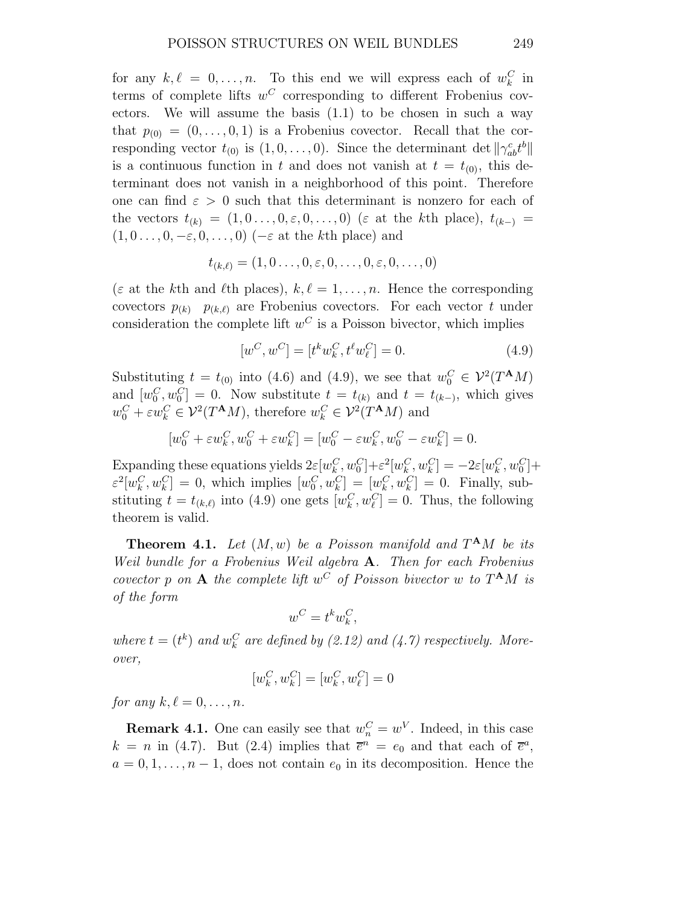for any $k, \ell = 0, \ldots, n$. To this end we will express each of $w^C_k$ in terms of complete lifts $w^C$ corresponding to different Frobenius covectors. We will assume the basis (1.1) to be chosen in such a way that $p_{(0)} = (0, \ldots, 0, 1)$ is a Frobenius covector. Recall that the corresponding vector $t_{(0)}$ is $(1, 0, \ldots, 0)$. Since the determinant $\det \|\gamma^c_{ab} t^b\|$ is a continuous function in $t$ and does not vanish at $t = t_{(0)}$, this determinant does not vanish in a neighborhood of this point. Therefore one can find $\varepsilon > 0$ such that this determinant is nonzero for each of the vectors $t_{(k)} = (1, 0 \ldots, 0, \varepsilon, 0, \ldots, 0)$ ($\varepsilon$ at the $k$th place), $t_{(k-)} = (1, 0 \ldots, 0, -\varepsilon, 0, \ldots, 0)$ ($-\varepsilon$ at the $k$th place) and

$$t_{(k,\ell)} = (1, 0 \ldots, 0, \varepsilon, 0, \ldots, 0, \varepsilon, 0, \ldots, 0)$$

($\varepsilon$ at the $k$th and $\ell$th places), $k, \ell = 1, \ldots, n$. Hence the corresponding covectors $p_{(k)}$ $p_{(k,\ell)}$ are Frobenius covectors. For each vector $t$ under consideration the complete lift $w^C$ is a Poisson bivector, which implies

$$[w^C, w^C] = [t^k w^C_k, t^\ell w^C_\ell] = 0. \tag{4.9}$$

Substituting $t = t_{(0)}$ into (4.6) and (4.9), we see that $w^C_0 \in \mathcal{V}^2(T^{\mathbf{A}}M)$ and $[w^C_0, w^C_0] = 0$. Now substitute $t = t_{(k)}$ and $t = t_{(k-)}$, which gives $w^C_0 + \varepsilon w^C_k \in \mathcal{V}^2(T^{\mathbf{A}}M)$, therefore $w^C_k \in \mathcal{V}^2(T^{\mathbf{A}}M)$ and

$$[w^C_0 + \varepsilon w^C_k, w^C_0 + \varepsilon w^C_k] = [w^C_0 - \varepsilon w^C_k, w^C_0 - \varepsilon w^C_k] = 0.$$

Expanding these equations yields $2\varepsilon[w^C_k, w^C_0] + \varepsilon^2 [w^C_k, w^C_k] = -2\varepsilon[w^C_k, w^C_0] + \varepsilon^2 [w^C_k, w^C_k] = 0$, which implies $[w^C_0, w^C_k] = [w^C_k, w^C_k] = 0$. Finally, substituting $t = t_{(k,\ell)}$ into (4.9) one gets $[w^C_k, w^C_\ell] = 0$. Thus, the following theorem is valid.

**Theorem 4.1.** *Let $(M, w)$ be a Poisson manifold and $T^{\mathbf{A}}M$ be its Weil bundle for a Frobenius Weil algebra $\mathbf{A}$. Then for each Frobenius covector $p$ on $\mathbf{A}$ the complete lift $w^C$ of Poisson bivector $w$ to $T^{\mathbf{A}}M$ is of the form*

$$w^C = t^k w^C_k,$$

*where $t = (t^k)$ and $w^C_k$ are defined by (2.12) and (4.7) respectively. Moreover,*

$$[w^C_k, w^C_k] = [w^C_k, w^C_\ell] = 0$$

*for any $k, \ell = 0, \ldots, n$.*

**Remark 4.1.** One can easily see that $w^C_n = w^V$. Indeed, in this case $k = n$ in (4.7). But (2.4) implies that $\overline{e}^n = e_0$ and that each of $\overline{e}^a$, $a = 0, 1, \ldots, n-1$, does not contain $e_0$ in its decomposition. Hence the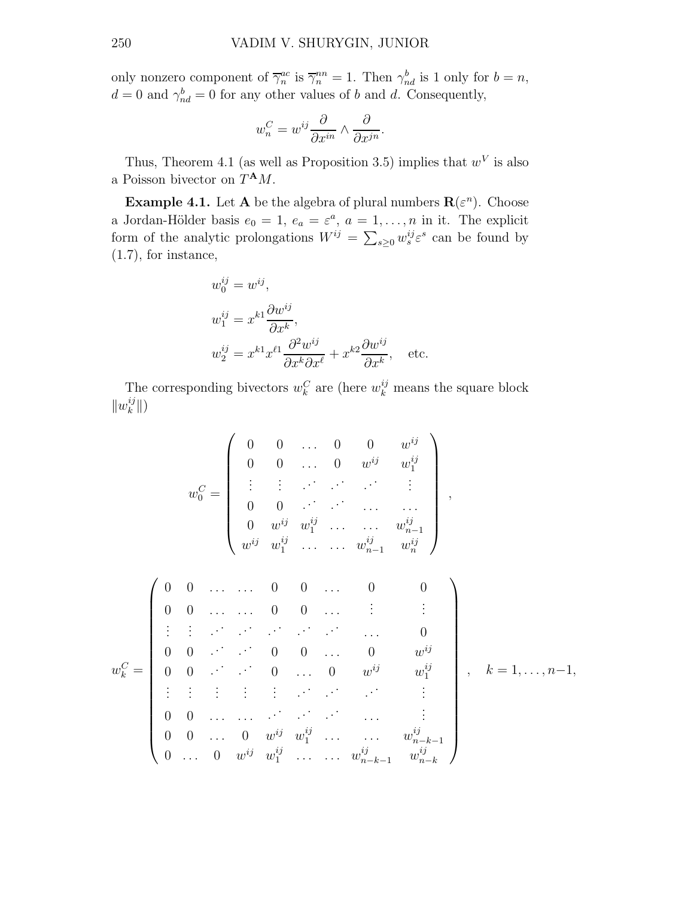only nonzero component of $\overline{\gamma}_n^{ac}$ is $\overline{\gamma}_n^{nn} = 1$. Then $\gamma_{nd}^b$ is 1 only for $b = n$, $d = 0$ and $\gamma_{nd}^b = 0$ for any other values of $b$ and $d$. Consequently,

$$w_n^C = w^{ij} \frac{\partial}{\partial x^{in}} \wedge \frac{\partial}{\partial x^{jn}}.$$

Thus, Theorem 4.1 (as well as Proposition 3.5) implies that $w^V$ is also a Poisson bivector on $T^{\mathbf{A}}M$.

**Example 4.1.** Let $\mathbf{A}$ be the algebra of plural numbers $\mathbf{R}(\varepsilon^n)$. Choose a Jordan-Hölder basis $e_0 = 1$, $e_a = \varepsilon^a$, $a = 1, \dots, n$ in it. The explicit form of the analytic prolongations $W^{ij} = \sum_{s \geq 0} w_s^{ij} \varepsilon^s$ can be found by (1.7), for instance,

$$\begin{aligned}
w_0^{ij} &= w^{ij}, \\
w_1^{ij} &= x^{k1} \frac{\partial w^{ij}}{\partial x^k}, \\
w_2^{ij} &= x^{k1} x^{\ell 1} \frac{\partial^2 w^{ij}}{\partial x^k \partial x^\ell} + x^{k2} \frac{\partial w^{ij}}{\partial x^k}, \quad \text{etc.}
\end{aligned}$$

The corresponding bivectors $w_k^C$ are (here $w_k^{ij}$ means the square block $\|w_k^{ij}\|$)

$$w_0^C = \begin{pmatrix}
0 & 0 & \dots & 0 & 0 & w^{ij} \\
0 & 0 & \dots & 0 & w^{ij} & w_1^{ij} \\
\vdots & \vdots & \iddots & \iddots & \iddots & \vdots \\
0 & 0 & \iddots & \iddots & \dots & \dots \\
0 & w^{ij} & w_1^{ij} & \dots & \dots & w_{n-1}^{ij} \\
w^{ij} & w_1^{ij} & \dots & \dots & w_{n-1}^{ij} & w_n^{ij}
\end{pmatrix},$$

$$w_k^C = \begin{pmatrix}
0 & 0 & \dots & \dots & 0 & 0 & \dots & 0 & 0 \\
0 & 0 & \dots & \dots & 0 & 0 & \dots & \vdots & \vdots \\
\vdots & \vdots & \iddots & \iddots & \iddots & \iddots & \iddots & \dots & 0 \\
0 & 0 & \iddots & \iddots & 0 & 0 & \dots & 0 & w^{ij} \\
0 & 0 & \iddots & \iddots & 0 & \dots & 0 & w^{ij} & w_1^{ij} \\
\vdots & \vdots & \vdots & \vdots & \vdots & \iddots & \iddots & \iddots & \vdots \\
0 & 0 & \dots & \dots & \iddots & \iddots & \iddots & \dots & \vdots \\
0 & 0 & \dots & 0 & w^{ij} & w_1^{ij} & \dots & \dots & w_{n-k-1}^{ij} \\
0 & \dots & 0 & w^{ij} & w_1^{ij} & \dots & \dots & w_{n-k-1}^{ij} & w_{n-k}^{ij}
\end{pmatrix}, \quad k = 1, \dots, n-1,$$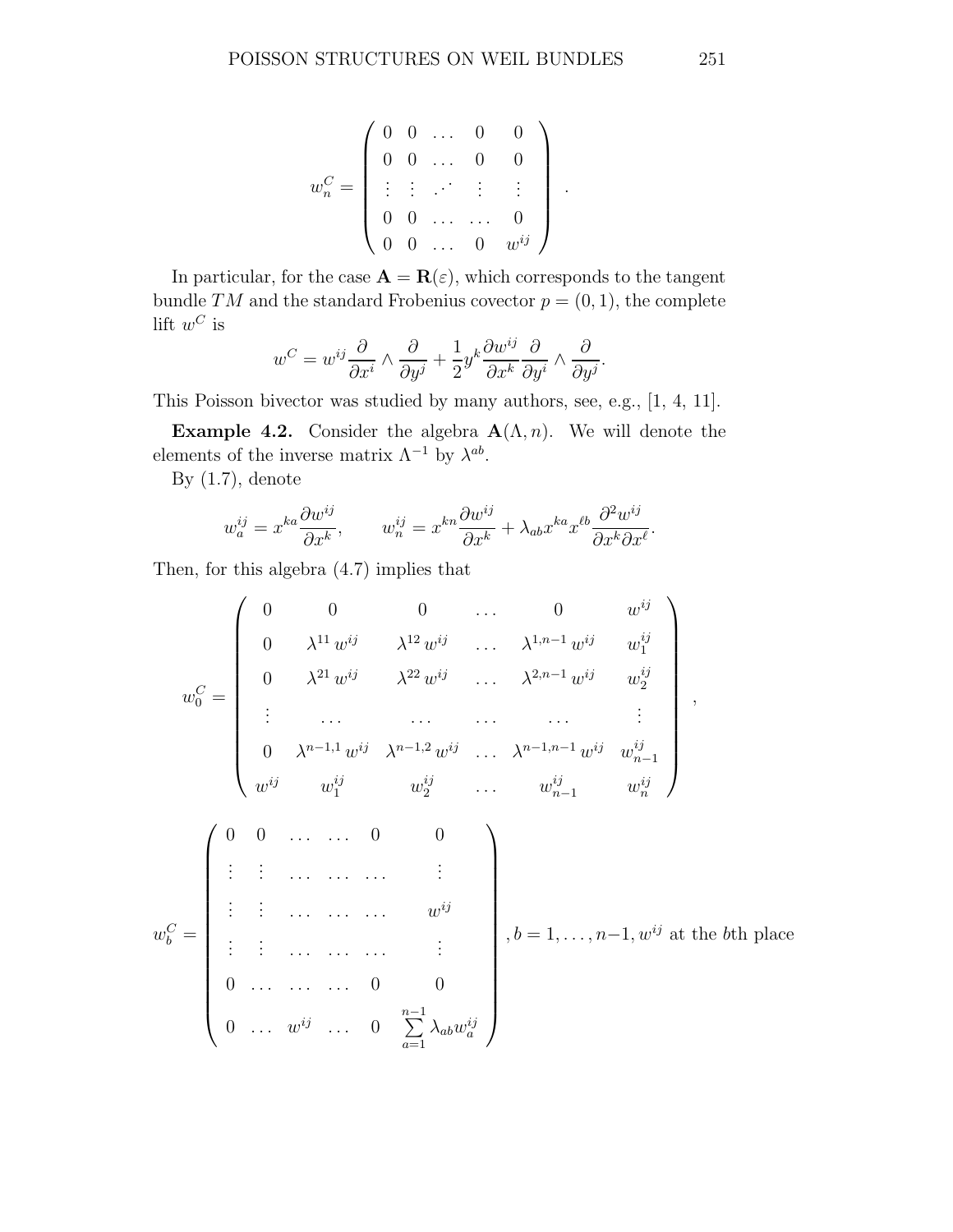$$
w_n^C = \begin{pmatrix} 0 & 0 & \dots & 0 & 0 \\ 0 & 0 & \dots & 0 & 0 \\ \vdots & \vdots & \iddots & \vdots & \vdots \\ 0 & 0 & \dots & \dots & 0 \\ 0 & 0 & \dots & 0 & w^{ij} \end{pmatrix} .
$$

In particular, for the case $\mathbf{A} = \mathbf{R}(\varepsilon)$, which corresponds to the tangent bundle $TM$ and the standard Frobenius covector $p = (0, 1)$, the complete lift $w^C$ is

$$
w^C = w^{ij} \frac{\partial}{\partial x^i} \wedge \frac{\partial}{\partial y^j} + \frac{1}{2} y^k \frac{\partial w^{ij}}{\partial x^k} \frac{\partial}{\partial y^i} \wedge \frac{\partial}{\partial y^j}.
$$

This Poisson bivector was studied by many authors, see, e.g., [1, 4, 11].

**Example 4.2.** Consider the algebra $\mathbf{A}(\Lambda, n)$. We will denote the elements of the inverse matrix $\Lambda^{-1}$ by $\lambda^{ab}$.

By (1.7), denote

$$
w_a^{ij} = x^{ka} \frac{\partial w^{ij}}{\partial x^k}, \qquad w_n^{ij} = x^{kn} \frac{\partial w^{ij}}{\partial x^k} + \lambda_{ab} x^{ka} x^{\ell b} \frac{\partial^2 w^{ij}}{\partial x^k \partial x^\ell}.
$$

Then, for this algebra (4.7) implies that

$$
w_0^C = \begin{pmatrix} 0 & 0 & 0 & \dots & 0 & w^{ij} \\ 0 & \lambda^{11} w^{ij} & \lambda^{12} w^{ij} & \dots & \lambda^{1,n-1} w^{ij} & w_1^{ij} \\ 0 & \lambda^{21} w^{ij} & \lambda^{22} w^{ij} & \dots & \lambda^{2,n-1} w^{ij} & w_2^{ij} \\ \vdots & \dots & \dots & \dots & \dots & \vdots \\ 0 & \lambda^{n-1,1} w^{ij} & \lambda^{n-1,2} w^{ij} & \dots & \lambda^{n-1,n-1} w^{ij} & w_{n-1}^{ij} \\ w^{ij} & w_1^{ij} & w_2^{ij} & \dots & w_{n-1}^{ij} & w_n^{ij} \end{pmatrix},
$$

$$
w_b^C = \begin{pmatrix} 0 & 0 & \dots & \dots & 0 & 0 \\ \vdots & \vdots & \dots & \dots & \dots & \vdots \\ \vdots & \vdots & \dots & \dots & \dots & w^{ij} \\ \vdots & \vdots & \dots & \dots & \dots & \vdots \\ 0 & \dots & \dots & \dots & 0 & 0 \\ 0 & \dots & w^{ij} & \dots & 0 & \sum\limits_{a=1}^{n-1} \lambda_{ab} w_a^{ij} \end{pmatrix}, b = 1, \dots, n-1, w^{ij} \text{ at the } b\text{th place}
$$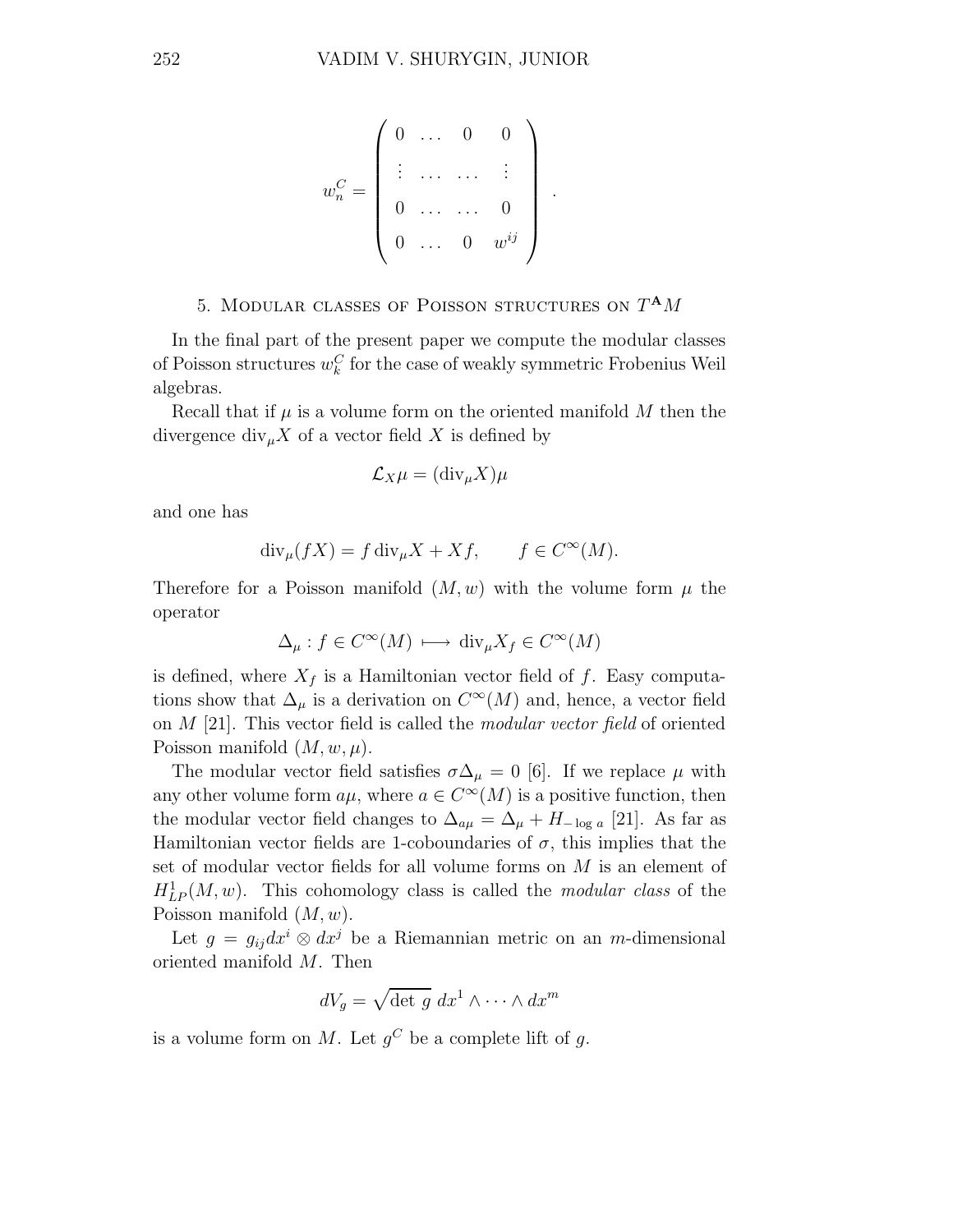$$
w_n^C = \begin{pmatrix} 0 & \dots & 0 & 0 \\ \vdots & \dots & \dots & \vdots \\ 0 & \dots & \dots & 0 \\ 0 & \dots & 0 & w^{ij} \end{pmatrix} .
$$

## 5. Modular classes of Poisson structures on $T^{\mathbf{A}}M$

In the final part of the present paper we compute the modular classes of Poisson structures $w_k^C$ for the case of weakly symmetric Frobenius Weil algebras.

Recall that if $\mu$ is a volume form on the oriented manifold $M$ then the divergence $\mathrm{div}_\mu X$ of a vector field $X$ is defined by

$$
\mathcal{L}_X \mu = (\mathrm{div}_\mu X)\mu
$$

and one has

$$
\mathrm{div}_\mu (fX) = f\,\mathrm{div}_\mu X + Xf, \qquad f \in C^\infty(M).
$$

Therefore for a Poisson manifold $(M, w)$ with the volume form $\mu$ the operator

$$
\Delta_\mu : f \in C^\infty(M) \longmapsto \mathrm{div}_\mu X_f \in C^\infty(M)
$$

is defined, where $X_f$ is a Hamiltonian vector field of $f$. Easy computations show that $\Delta_\mu$ is a derivation on $C^\infty(M)$ and, hence, a vector field on $M$ [21]. This vector field is called the *modular vector field* of oriented Poisson manifold $(M, w, \mu)$.

The modular vector field satisfies $\sigma\Delta_\mu = 0$ [6]. If we replace $\mu$ with any other volume form $a\mu$, where $a \in C^\infty(M)$ is a positive function, then the modular vector field changes to $\Delta_{a\mu} = \Delta_\mu + H_{-\log\, a}$ [21]. As far as Hamiltonian vector fields are 1-coboundaries of $\sigma$, this implies that the set of modular vector fields for all volume forms on $M$ is an element of $H^1_{LP}(M, w)$. This cohomology class is called the *modular class* of the Poisson manifold $(M, w)$.

Let $g = g_{ij}dx^i \otimes dx^j$ be a Riemannian metric on an $m$-dimensional oriented manifold $M$. Then

$$
dV_g = \sqrt{\det\, g}\; dx^1 \wedge \dots \wedge dx^m
$$

is a volume form on $M$. Let $g^C$ be a complete lift of $g$.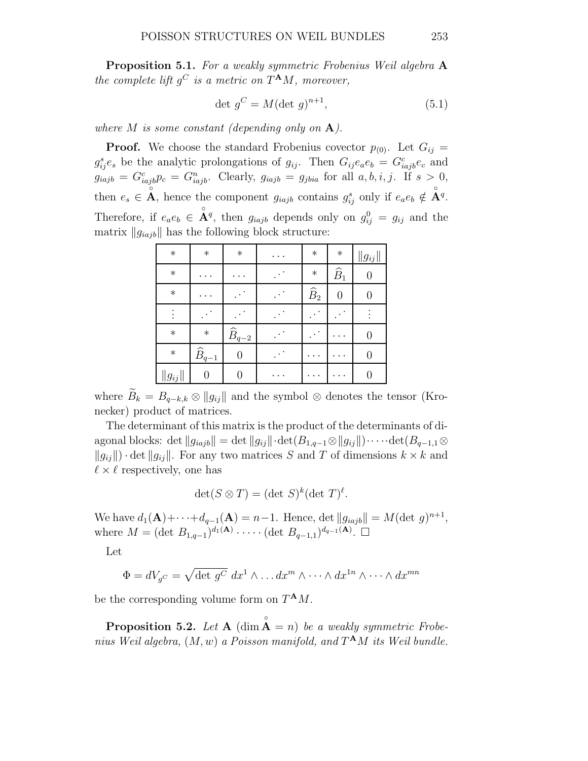**Proposition 5.1.** *For a weakly symmetric Frobenius Weil algebra* $\mathbf{A}$ *the complete lift* $g^C$ *is a metric on* $T^{\mathbf{A}}M$*, moreover,*

$$\det\, g^C = M(\det\, g)^{n+1}, \tag{5.1}$$

*where* $M$ *is some constant (depending only on* $\mathbf{A}$*).*

**Proof.** We choose the standard Frobenius covector $p_{(0)}$. Let $G_{ij} = g^s_{ij}e_s$ be the analytic prolongations of $g_{ij}$. Then $G_{ij}e_ae_b = G^c_{iajb}e_c$ and $g_{iajb} = G^c_{iajb}p_c = G^n_{iajb}$. Clearly, $g_{iajb} = g_{jbia}$ for all $a, b, i, j$. If $s > 0$, then $e_s \in \mathring{\mathbf{A}}$, hence the component $g_{iajb}$ contains $g^s_{ij}$ only if $e_ae_b \notin \mathring{\mathbf{A}}^q$. Therefore, if $e_ae_b \in \mathring{\mathbf{A}}^q$, then $g_{iajb}$ depends only on $g^0_{ij} = g_{ij}$ and the matrix $\|g_{iajb}\|$ has the following block structure:

| | | | | | | |
|---|---|---|---|---|---|---|
| $*$ | $*$ | $*$ | $\dots$ | $*$ | $*$ | $\|g_{ij}\|$ |
| $*$ | $\dots$ | $\dots$ | $\iddots$ | $*$ | $\widehat{B}_1$ | $0$ |
| $*$ | $\dots$ | $\iddots$ | $\iddots$ | $\widehat{B}_2$ | $0$ | $0$ |
| $\vdots$ | $\iddots$ | $\iddots$ | $\iddots$ | $\iddots$ | $\iddots$ | $\vdots$ |
| $*$ | $*$ | $\widehat{B}_{q-2}$ | $\iddots$ | $\iddots$ | $\dots$ | $0$ |
| $*$ | $\widehat{B}_{q-1}$ | $0$ | $\iddots$ | $\dots$ | $\dots$ | $0$ |
| $\|g_{ij}\|$ | $0$ | $0$ | $\dots$ | $\dots$ | $\dots$ | $0$ |

where $\widetilde{B}_k = B_{q-k,k} \otimes \|g_{ij}\|$ and the symbol $\otimes$ denotes the tensor (Kronecker) product of matrices.

The determinant of this matrix is the product of the determinants of diagonal blocks: $\det \|g_{iajb}\| = \det \|g_{ij}\| \cdot \det(B_{1,q-1} \otimes \|g_{ij}\|) \cdot \dots \cdot \det(B_{q-1,1} \otimes \|g_{ij}\|) \cdot \det \|g_{ij}\|$. For any two matrices $S$ and $T$ of dimensions $k \times k$ and $\ell \times \ell$ respectively, one has

$$\det(S \otimes T) = (\det\, S)^k (\det\, T)^\ell.$$

We have $d_1(\mathbf{A}) + \dots + d_{q-1}(\mathbf{A}) = n-1$. Hence, $\det \|g_{iajb}\| = M(\det\, g)^{n+1}$, where $M = (\det\, B_{1,q-1})^{d_1(\mathbf{A})} \cdot \dots \cdot (\det\, B_{q-1,1})^{d_{q-1}(\mathbf{A})}$. $\square$

Let

$$\Phi = dV_{g^C} = \sqrt{\det\, g^C}\; dx^1 \wedge \dots dx^m \wedge \dots \wedge dx^{1n} \wedge \dots \wedge dx^{mn}$$

be the corresponding volume form on $T^{\mathbf{A}}M$.

**Proposition 5.2.** *Let* $\mathbf{A}$ $(\dim \mathring{\mathbf{A}} = n)$ *be a weakly symmetric Frobenius Weil algebra,* $(M, w)$ *a Poisson manifold, and* $T^{\mathbf{A}}M$ *its Weil bundle.*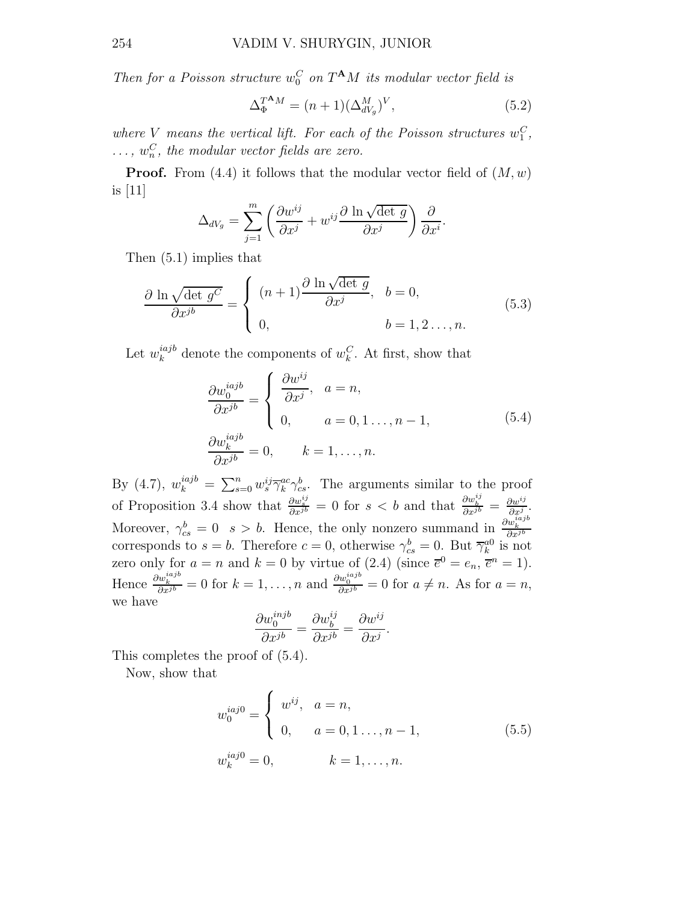*Then for a Poisson structure $w_0^C$ on $T^{\mathbf{A}}M$ its modular vector field is*

$$\Delta_{\Phi}^{T^{\mathbf{A}}M} = (n+1)(\Delta_{dV_g}^{M})^V, \tag{5.2}$$

*where $V$ means the vertical lift. For each of the Poisson structures $w_1^C$, $\dots$, $w_n^C$, the modular vector fields are zero.*

**Proof.** From (4.4) it follows that the modular vector field of $(M, w)$ is [11]

$$\Delta_{dV_g} = \sum_{j=1}^{m} \left( \frac{\partial w^{ij}}{\partial x^j} + w^{ij} \frac{\partial \ln \sqrt{\det g}}{\partial x^j} \right) \frac{\partial}{\partial x^i}.$$

Then (5.1) implies that

$$\frac{\partial \ln \sqrt{\det g^C}}{\partial x^{jb}} = \begin{cases} (n+1)\dfrac{\partial \ln \sqrt{\det g}}{\partial x^j}, & b = 0, \\ 0, & b = 1, 2 \dots, n. \end{cases} \tag{5.3}$$

Let $w_k^{iajb}$ denote the components of $w_k^C$. At first, show that

$$\begin{aligned} \frac{\partial w_0^{iajb}}{\partial x^{jb}} &= \begin{cases} \dfrac{\partial w^{ij}}{\partial x^j}, & a = n, \\ 0, & a = 0, 1 \dots, n-1, \end{cases} \\ \frac{\partial w_k^{iajb}}{\partial x^{jb}} &= 0, \qquad k = 1, \dots, n. \end{aligned} \tag{5.4}$$

By (4.7), $w_k^{iajb} = \sum_{s=0}^{n} w_s^{ij} \overline{\gamma}_k^{ac} \gamma_{cs}^b$. The arguments similar to the proof of Proposition 3.4 show that $\frac{\partial w_s^{ij}}{\partial x^{jb}} = 0$ for $s < b$ and that $\frac{\partial w_b^{ij}}{\partial x^{jb}} = \frac{\partial w^{ij}}{\partial x^j}$. Moreover, $\gamma_{cs}^b = 0 \;\; s > b$. Hence, the only nonzero summand in $\frac{\partial w_k^{iajb}}{\partial x^{jb}}$ corresponds to $s = b$. Therefore $c = 0$, otherwise $\gamma_{cs}^b = 0$. But $\overline{\gamma}_k^{a0}$ is not zero only for $a = n$ and $k = 0$ by virtue of (2.4) (since $\overline{e}^0 = e_n$, $\overline{e}^n = 1$). Hence $\frac{\partial w_k^{iajb}}{\partial x^{jb}} = 0$ for $k = 1, \dots, n$ and $\frac{\partial w_0^{iajb}}{\partial x^{jb}} = 0$ for $a \neq n$. As for $a = n$, we have

$$\frac{\partial w_0^{injb}}{\partial x^{jb}} = \frac{\partial w_b^{ij}}{\partial x^{jb}} = \frac{\partial w^{ij}}{\partial x^j}.$$

This completes the proof of (5.4).

Now, show that

$$\begin{aligned} w_0^{iaj0} &= \begin{cases} w^{ij}, & a = n, \\ 0, & a = 0, 1 \dots, n-1, \end{cases} \\ w_k^{iaj0} &= 0, \qquad k = 1, \dots, n. \end{aligned} \tag{5.5}$$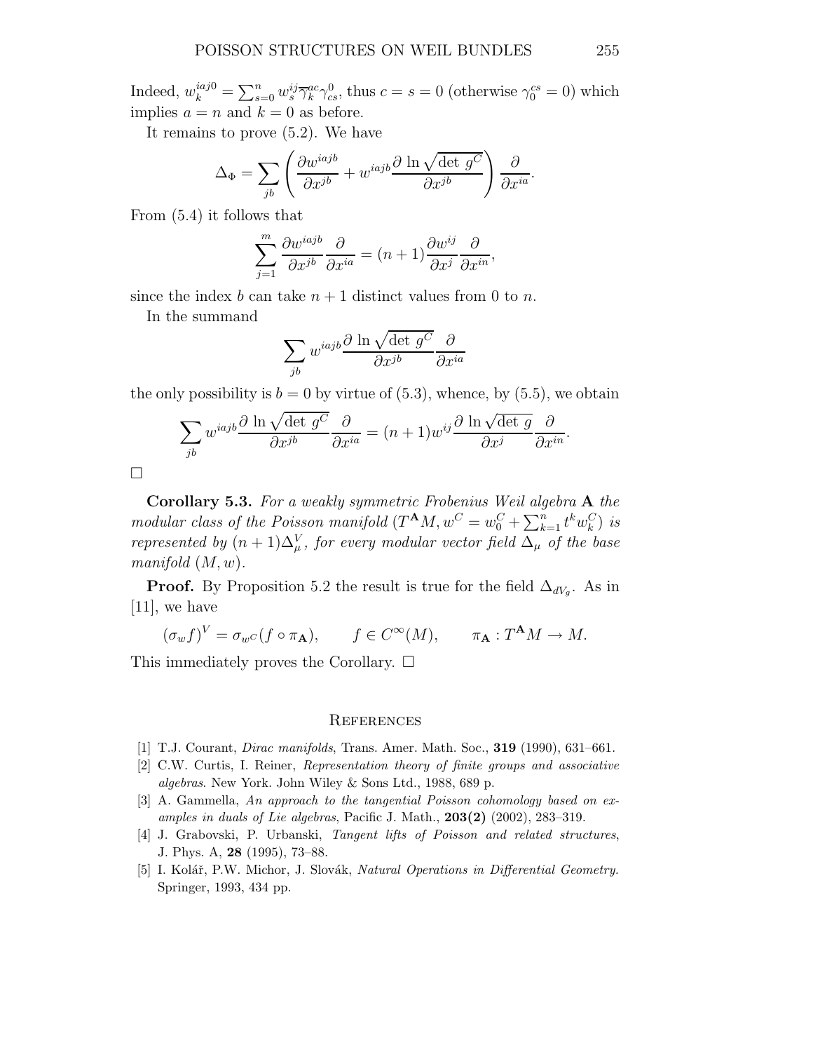Indeed, $w_k^{iaj0} = \sum_{s=0}^n w_s^{ij}\overline{\gamma}_k^{ac}\gamma_{cs}^0$, thus $c = s = 0$ (otherwise $\gamma_0^{cs} = 0$) which implies $a = n$ and $k = 0$ as before.

It remains to prove (5.2). We have

$$\Delta_\Phi = \sum_{jb}\left(\frac{\partial w^{iajb}}{\partial x^{jb}} + w^{iajb}\frac{\partial \ln\sqrt{\det\, g^C}}{\partial x^{jb}}\right)\frac{\partial}{\partial x^{ia}}.$$

From (5.4) it follows that

$$\sum_{j=1}^m \frac{\partial w^{iajb}}{\partial x^{jb}}\frac{\partial}{\partial x^{ia}} = (n+1)\frac{\partial w^{ij}}{\partial x^j}\frac{\partial}{\partial x^{in}},$$

since the index $b$ can take $n+1$ distinct values from 0 to $n$.

In the summand

$$\sum_{jb} w^{iajb}\frac{\partial \ln\sqrt{\det\, g^C}}{\partial x^{jb}}\frac{\partial}{\partial x^{ia}}$$

the only possibility is $b = 0$ by virtue of (5.3), whence, by (5.5), we obtain

$$\sum_{jb} w^{iajb}\frac{\partial \ln\sqrt{\det\, g^C}}{\partial x^{jb}}\frac{\partial}{\partial x^{ia}} = (n+1)w^{ij}\frac{\partial \ln\sqrt{\det\, g}}{\partial x^j}\frac{\partial}{\partial x^{in}}.$$

□

**Corollary 5.3.** *For a weakly symmetric Frobenius Weil algebra* $\mathbf{A}$ *the modular class of the Poisson manifold* $(T^{\mathbf{A}}M, w^C = w_0^C + \sum_{k=1}^n t^k w_k^C)$ *is represented by* $(n+1)\Delta_\mu^V$, *for every modular vector field* $\Delta_\mu$ *of the base manifold* $(M, w)$.

**Proof.** By Proposition 5.2 the result is true for the field $\Delta_{dV_g}$. As in [11], we have

$$(\sigma_w f)^V = \sigma_{w^C}(f\circ\pi_{\mathbf{A}}), \qquad f\in C^\infty(M), \qquad \pi_{\mathbf{A}} : T^{\mathbf{A}}M \to M.$$

This immediately proves the Corollary. □

## References

[1] T.J. Courant, *Dirac manifolds*, Trans. Amer. Math. Soc., **319** (1990), 631–661.

[2] C.W. Curtis, I. Reiner, *Representation theory of finite groups and associative algebras*. New York. John Wiley & Sons Ltd., 1988, 689 p.

[3] A. Gammella, *An approach to the tangential Poisson cohomology based on examples in duals of Lie algebras*, Pacific J. Math., **203(2)** (2002), 283–319.

[4] J. Grabovski, P. Urbanski, *Tangent lifts of Poisson and related structures*, J. Phys. A, **28** (1995), 73–88.

[5] I. Kolář, P.W. Michor, J. Slovák, *Natural Operations in Differential Geometry.* Springer, 1993, 434 pp.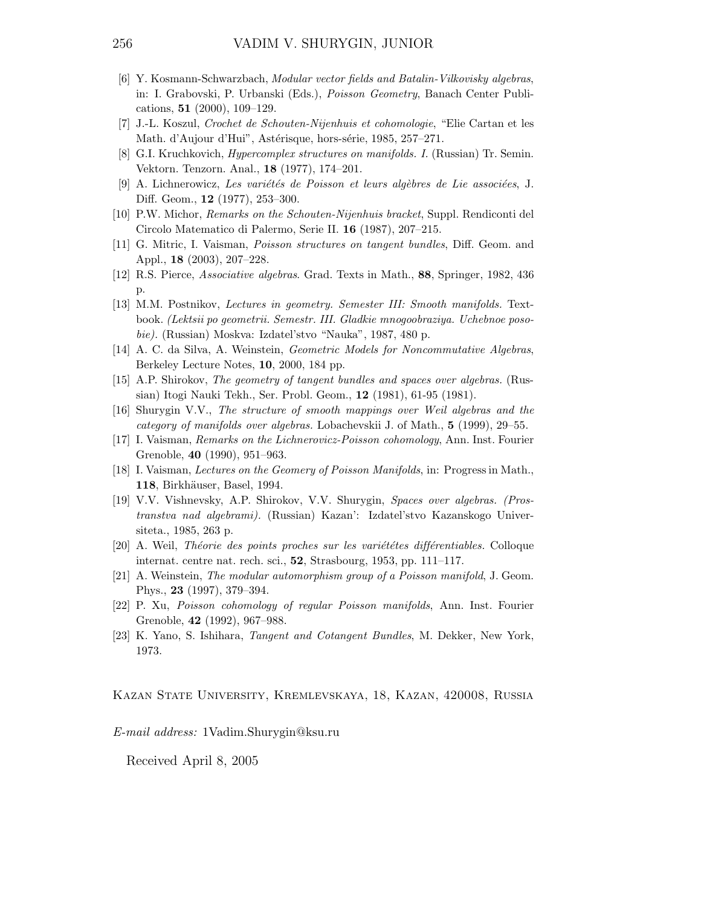[6] Y. Kosmann-Schwarzbach, *Modular vector fields and Batalin-Vilkovisky algebras*, in: I. Grabovski, P. Urbanski (Eds.), *Poisson Geometry*, Banach Center Publications, **51** (2000), 109–129.

[7] J.-L. Koszul, *Crochet de Schouten-Nijenhuis et cohomologie*, "Elie Cartan et les Math. d'Aujour d'Hui", Astérisque, hors-série, 1985, 257–271.

[8] G.I. Kruchkovich, *Hypercomplex structures on manifolds. I.* (Russian) Tr. Semin. Vektorn. Tenzorn. Anal., **18** (1977), 174–201.

[9] A. Lichnerowicz, *Les variétés de Poisson et leurs algèbres de Lie associées*, J. Diff. Geom., **12** (1977), 253–300.

[10] P.W. Michor, *Remarks on the Schouten-Nijenhuis bracket*, Suppl. Rendiconti del Circolo Matematico di Palermo, Serie II. **16** (1987), 207–215.

[11] G. Mitric, I. Vaisman, *Poisson structures on tangent bundles*, Diff. Geom. and Appl., **18** (2003), 207–228.

[12] R.S. Pierce, *Associative algebras*. Grad. Texts in Math., **88**, Springer, 1982, 436 p.

[13] M.M. Postnikov, *Lectures in geometry. Semester III: Smooth manifolds.* Textbook. *(Lektsii po geometrii. Semestr. III. Gladkie mnogoobraziya. Uchebnoe posobie).* (Russian) Moskva: Izdatel'stvo "Nauka", 1987, 480 p.

[14] A. C. da Silva, A. Weinstein, *Geometric Models for Noncommutative Algebras*, Berkeley Lecture Notes, **10**, 2000, 184 pp.

[15] A.P. Shirokov, *The geometry of tangent bundles and spaces over algebras.* (Russian) Itogi Nauki Tekh., Ser. Probl. Geom., **12** (1981), 61-95 (1981).

[16] Shurygin V.V., *The structure of smooth mappings over Weil algebras and the category of manifolds over algebras.* Lobachevskii J. of Math., **5** (1999), 29–55.

[17] I. Vaisman, *Remarks on the Lichnerovicz-Poisson cohomology*, Ann. Inst. Fourier Grenoble, **40** (1990), 951–963.

[18] I. Vaisman, *Lectures on the Geomery of Poisson Manifolds*, in: Progress in Math., **118**, Birkhäuser, Basel, 1994.

[19] V.V. Vishnevsky, A.P. Shirokov, V.V. Shurygin, *Spaces over algebras. (Prostranstva nad algebrami).* (Russian) Kazan': Izdatel'stvo Kazanskogo Universiteta., 1985, 263 p.

[20] A. Weil, *Théorie des points proches sur les variététes différentiables.* Colloque internat. centre nat. rech. sci., **52**, Strasbourg, 1953, pp. 111–117.

[21] A. Weinstein, *The modular automorphism group of a Poisson manifold*, J. Geom. Phys., **23** (1997), 379–394.

[22] P. Xu, *Poisson cohomology of regular Poisson manifolds*, Ann. Inst. Fourier Grenoble, **42** (1992), 967–988.

[23] K. Yano, S. Ishihara, *Tangent and Cotangent Bundles*, M. Dekker, New York, 1973.

Kazan State University, Kremlevskaya, 18, Kazan, 420008, Russia

*E-mail address:* 1Vadim.Shurygin@ksu.ru

Received April 8, 2005